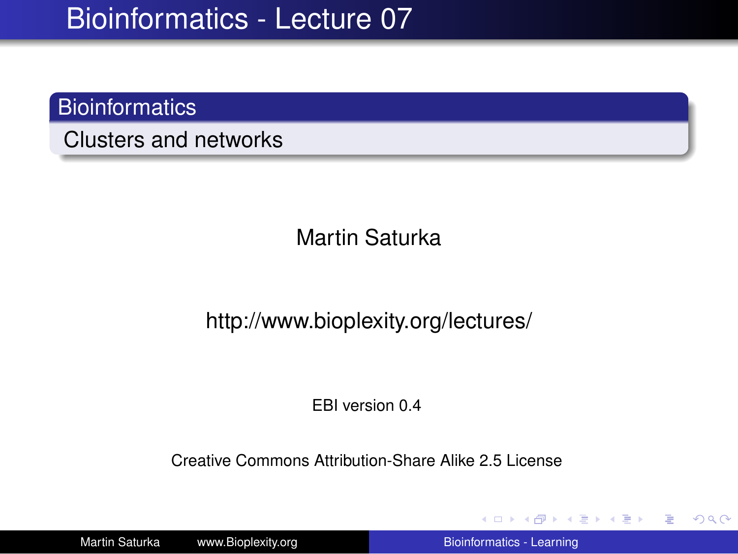# Bioinformatics - Lecture 07

## Bioinformatics

Clusters and networks

Martin Saturka

http://www.bioplexity.org/lectures/

EBI version 0.4

Creative Commons Attribution-Share Alike 2.5 License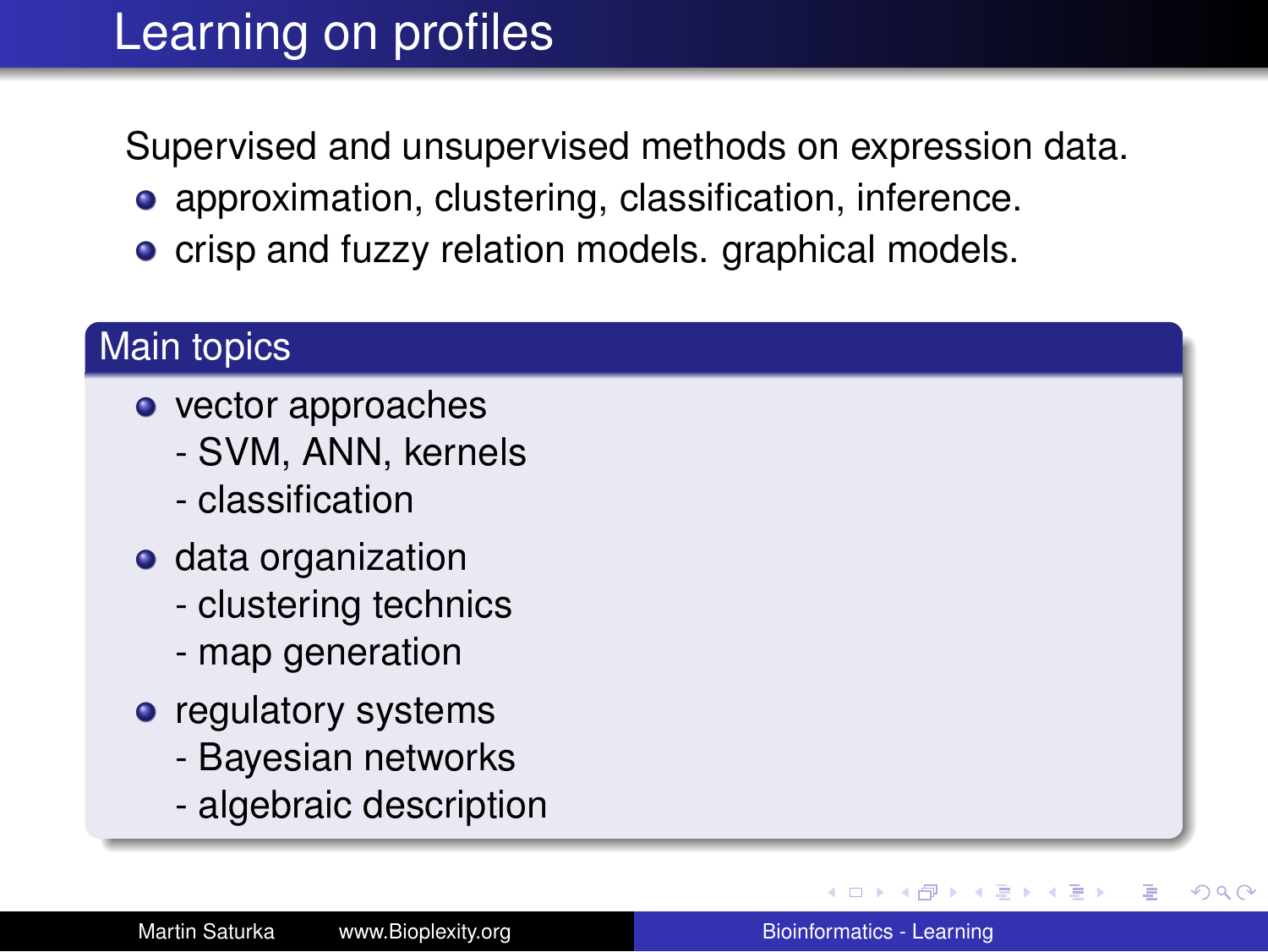# Learning on profiles

Supervised and unsupervised methods on expression data.

- approximation, clustering, classification, inference.
- crisp and fuzzy relation models. graphical models.

## Main topics

- vector approaches
  - SVM, ANN, kernels
  - classification
- data organization
  - clustering technics
  - map generation
- regulatory systems
  - Bayesian networks
  - algebraic description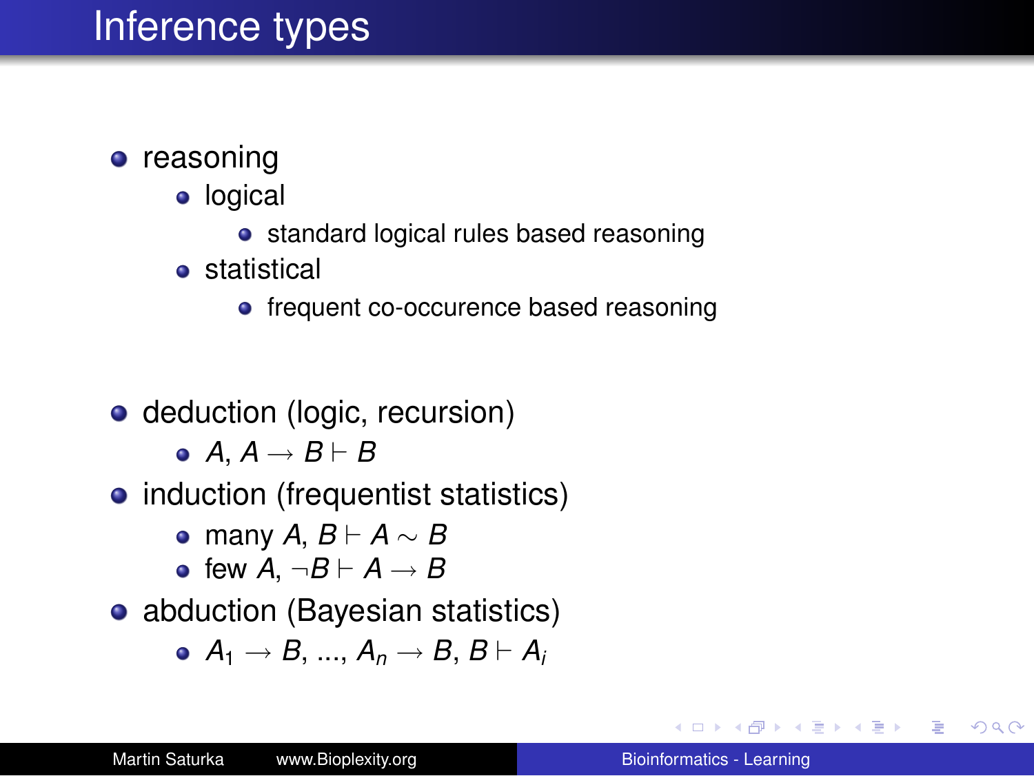# Inference types

- reasoning
  - logical
    - standard logical rules based reasoning
  - statistical
    - frequent co-occurence based reasoning

- deduction (logic, recursion)
  - $A, A \rightarrow B \vdash B$
- induction (frequentist statistics)
  - many $A, B \vdash A \sim B$
  - few $A, \neg B \vdash A \rightarrow B$
- abduction (Bayesian statistics)
  - $A_1 \rightarrow B, ..., A_n \rightarrow B, B \vdash A_i$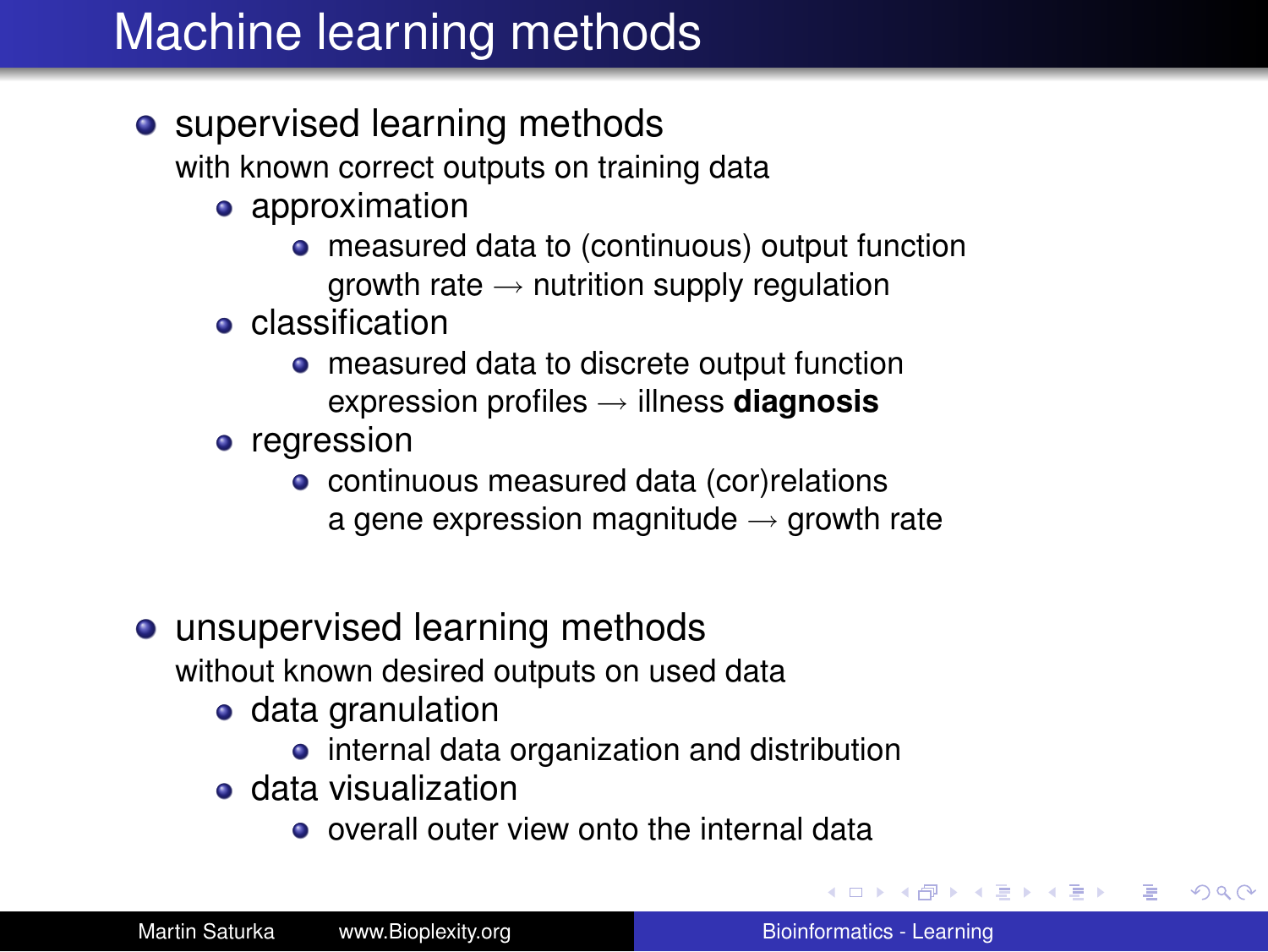# Machine learning methods

- supervised learning methods
  with known correct outputs on training data
  - approximation
    - measured data to (continuous) output function
      growth rate $\longrightarrow$ nutrition supply regulation
  - classification
    - measured data to discrete output function
      expression profiles $\longrightarrow$ illness **diagnosis**
  - regression
    - continuous measured data (cor)relations
      a gene expression magnitude $\longrightarrow$ growth rate

- unsupervised learning methods
  without known desired outputs on used data
  - data granulation
    - internal data organization and distribution
  - data visualization
    - overall outer view onto the internal data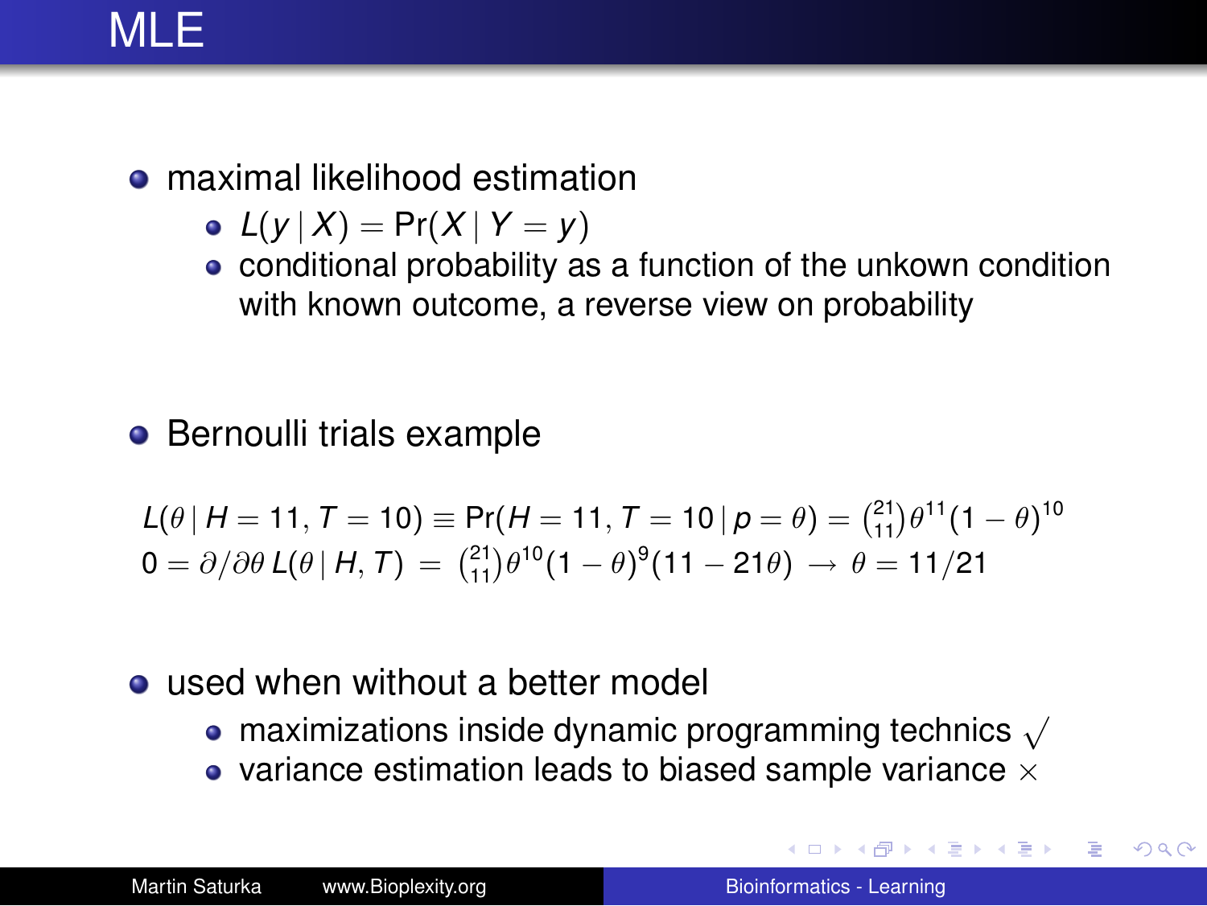# MLE

- maximal likelihood estimation
  - $L(y \mid X) = \Pr(X \mid Y = y)$
  - conditional probability as a function of the unkown condition with known outcome, a reverse view on probability

- Bernoulli trials example

$$L(\theta \mid H = 11, T = 10) \equiv \Pr(H = 11, T = 10 \mid p = \theta) = \binom{21}{11} \theta^{11} (1 - \theta)^{10}$$
$$0 = \partial / \partial \theta \, L(\theta \mid H, T) \; = \; \binom{21}{11} \theta^{10} (1 - \theta)^{9} (11 - 21\theta) \; \rightarrow \; \theta = 11/21$$

- used when without a better model
  - maximizations inside dynamic programming technics $\surd$
  - variance estimation leads to biased sample variance $\times$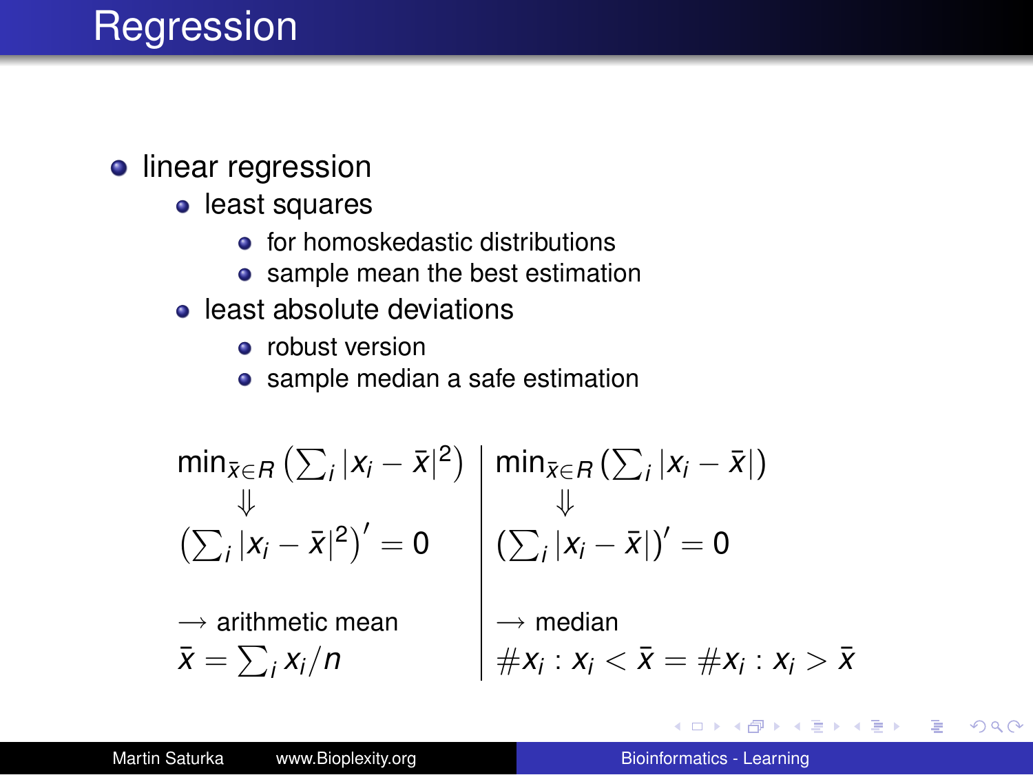# Regression

- linear regression
  - least squares
    - for homoskedastic distributions
    - sample mean the best estimation
  - least absolute deviations
    - robust version
    - sample median a safe estimation

| | |
|---|---|
| $\min_{\bar{x} \in R} \left( \sum_i \lvert x_i - \bar{x} \rvert^2 \right)$ | $\min_{\bar{x} \in R} \left( \sum_i \lvert x_i - \bar{x} \rvert \right)$ |
| $\Downarrow$ | $\Downarrow$ |
| $\left( \sum_i \lvert x_i - \bar{x} \rvert^2 \right)' = 0$ | $\left( \sum_i \lvert x_i - \bar{x} \rvert \right)' = 0$ |
| $\rightarrow$ arithmetic mean | $\rightarrow$ median |
| $\bar{x} = \sum_i x_i / n$ | $\# x_i : x_i < \bar{x} = \# x_i : x_i > \bar{x}$ |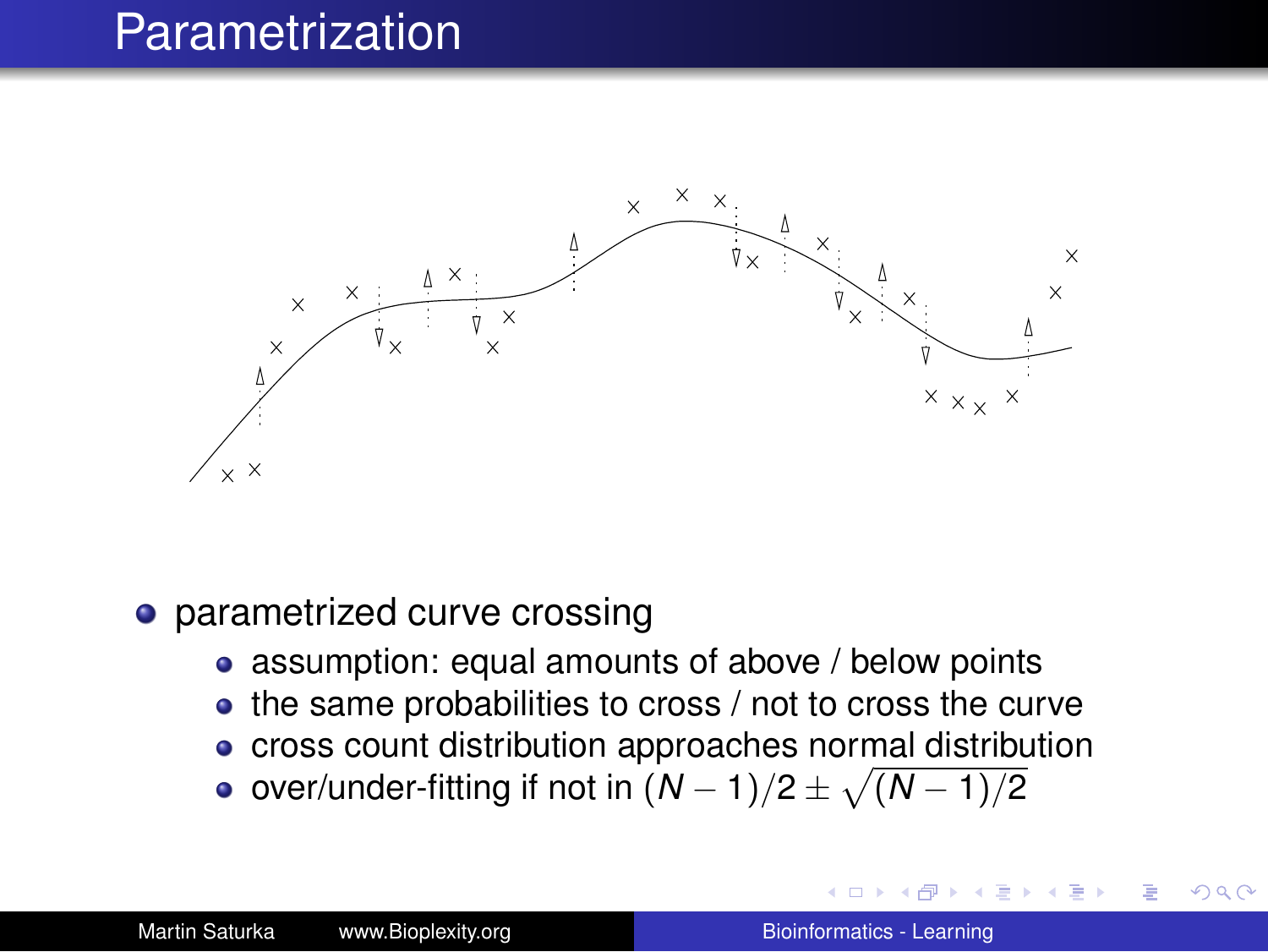# Parametrization

- parametrized curve crossing
  - assumption: equal amounts of above / below points
  - the same probabilities to cross / not to cross the curve
  - cross count distribution approaches normal distribution
  - over/under-fitting if not in $(N-1)/2 \pm \sqrt{(N-1)/2}$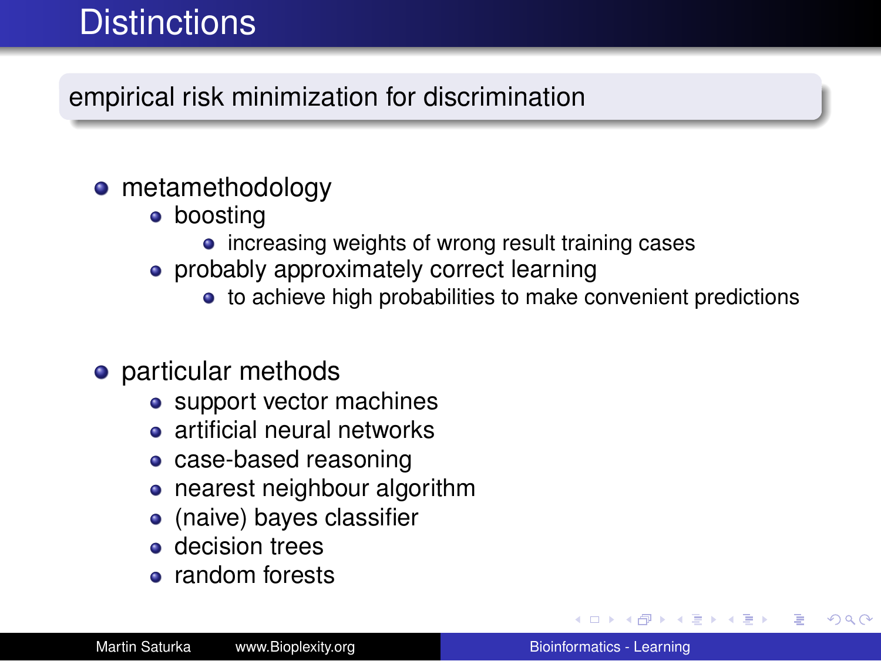# Distinctions

## empirical risk minimization for discrimination

- metamethodology
  - boosting
    - increasing weights of wrong result training cases
  - probably approximately correct learning
    - to achieve high probabilities to make convenient predictions

- particular methods
  - support vector machines
  - artificial neural networks
  - case-based reasoning
  - nearest neighbour algorithm
  - (naive) bayes classifier
  - decision trees
  - random forests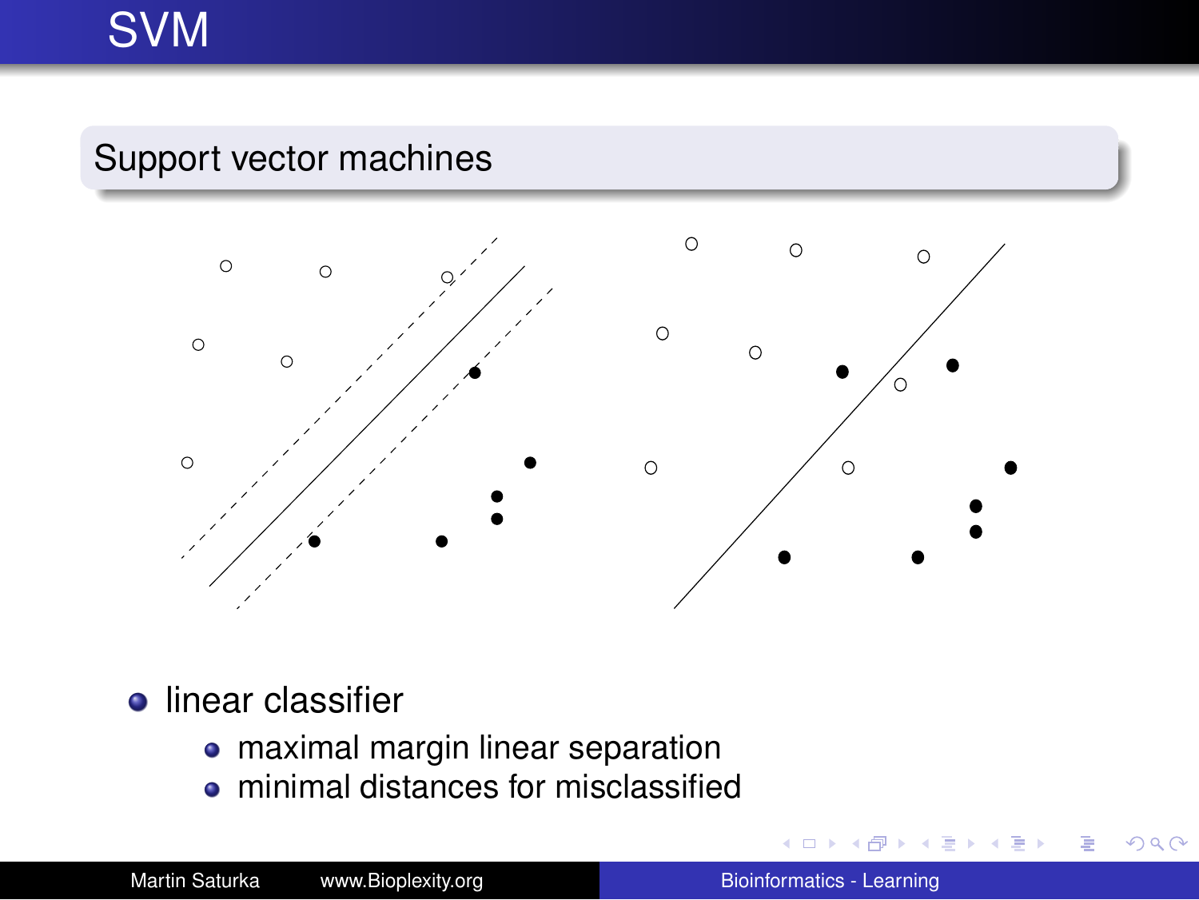# SVM

## Support vector machines

- linear classifier
  - maximal margin linear separation
  - minimal distances for misclassified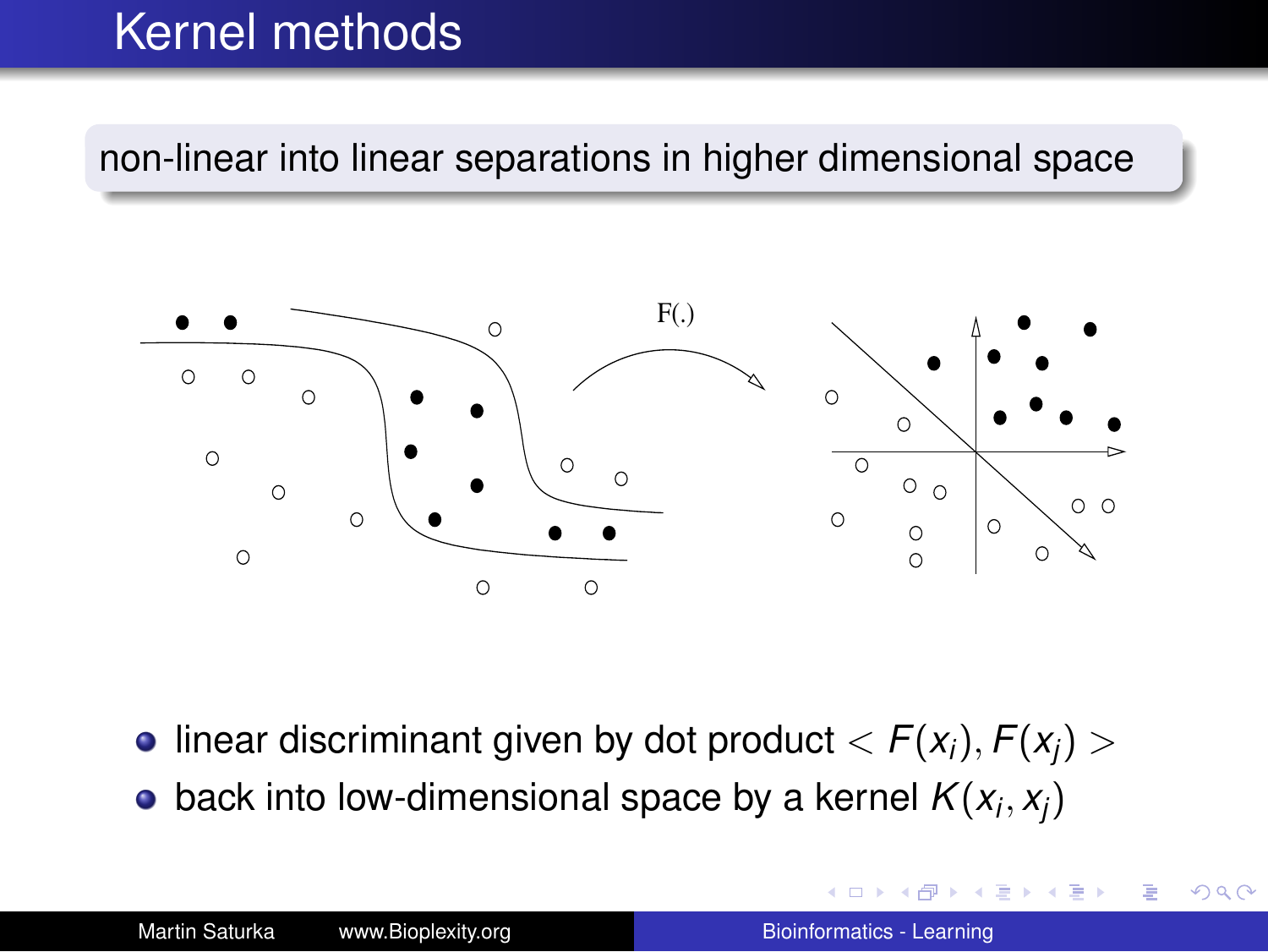# Kernel methods

non-linear into linear separations in higher dimensional space

F(.)

- linear discriminant given by dot product $< F(x_i), F(x_j) >$
- back into low-dimensional space by a kernel $K(x_i, x_j)$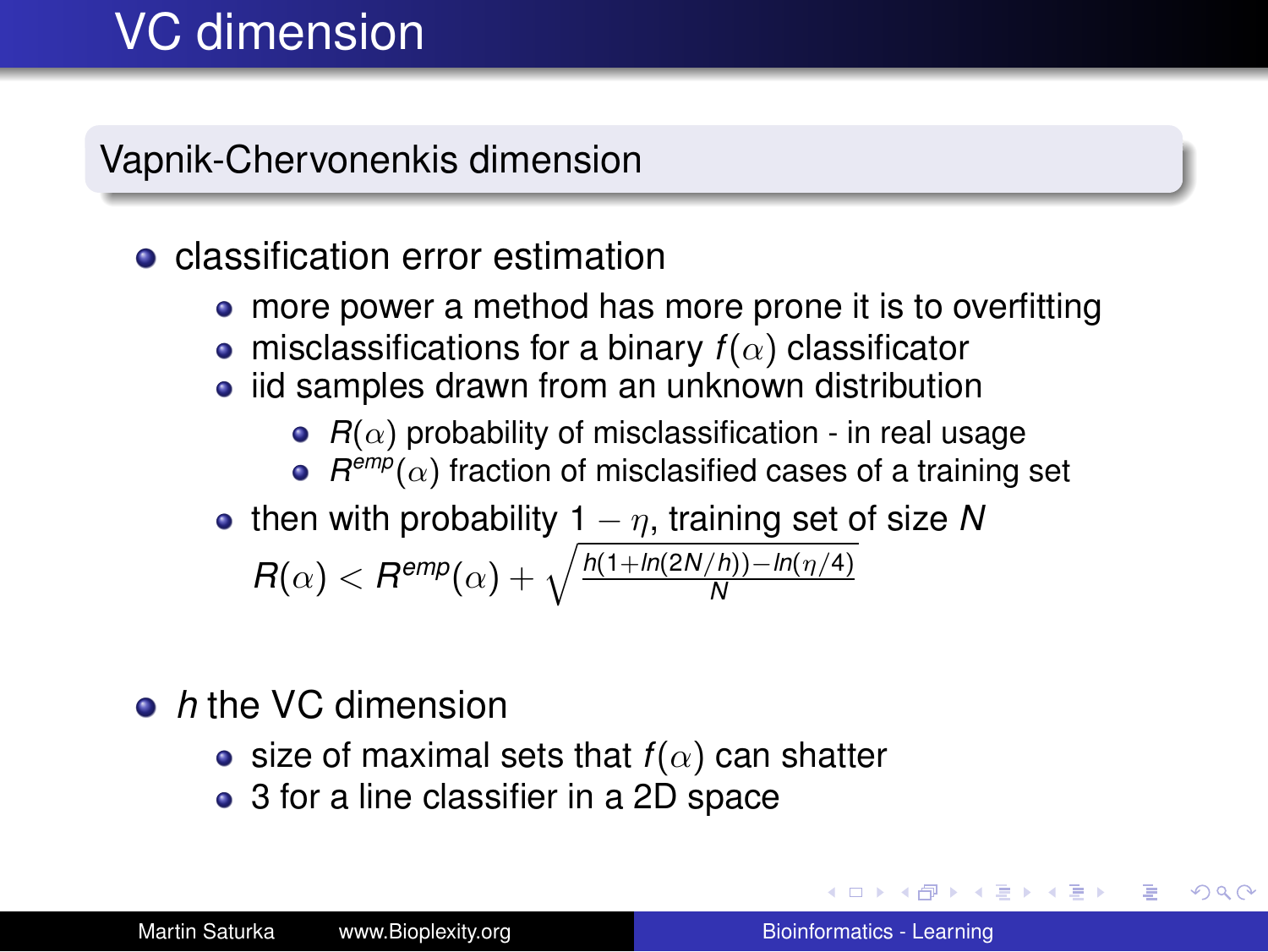# VC dimension

## Vapnik-Chervonenkis dimension

- classification error estimation
  - more power a method has more prone it is to overfitting
  - misclassifications for a binary $f(\alpha)$ classificator
  - iid samples drawn from an unknown distribution
    - $R(\alpha)$ probability of misclassification - in real usage
    - $R^{emp}(\alpha)$ fraction of misclasified cases of a training set
  - then with probability $1 - \eta$, training set of size $N$

    $$R(\alpha) < R^{emp}(\alpha) + \sqrt{\frac{h(1+ln(2N/h)) - ln(\eta/4)}{N}}$$

- $h$ the VC dimension
  - size of maximal sets that $f(\alpha)$ can shatter
  - 3 for a line classifier in a 2D space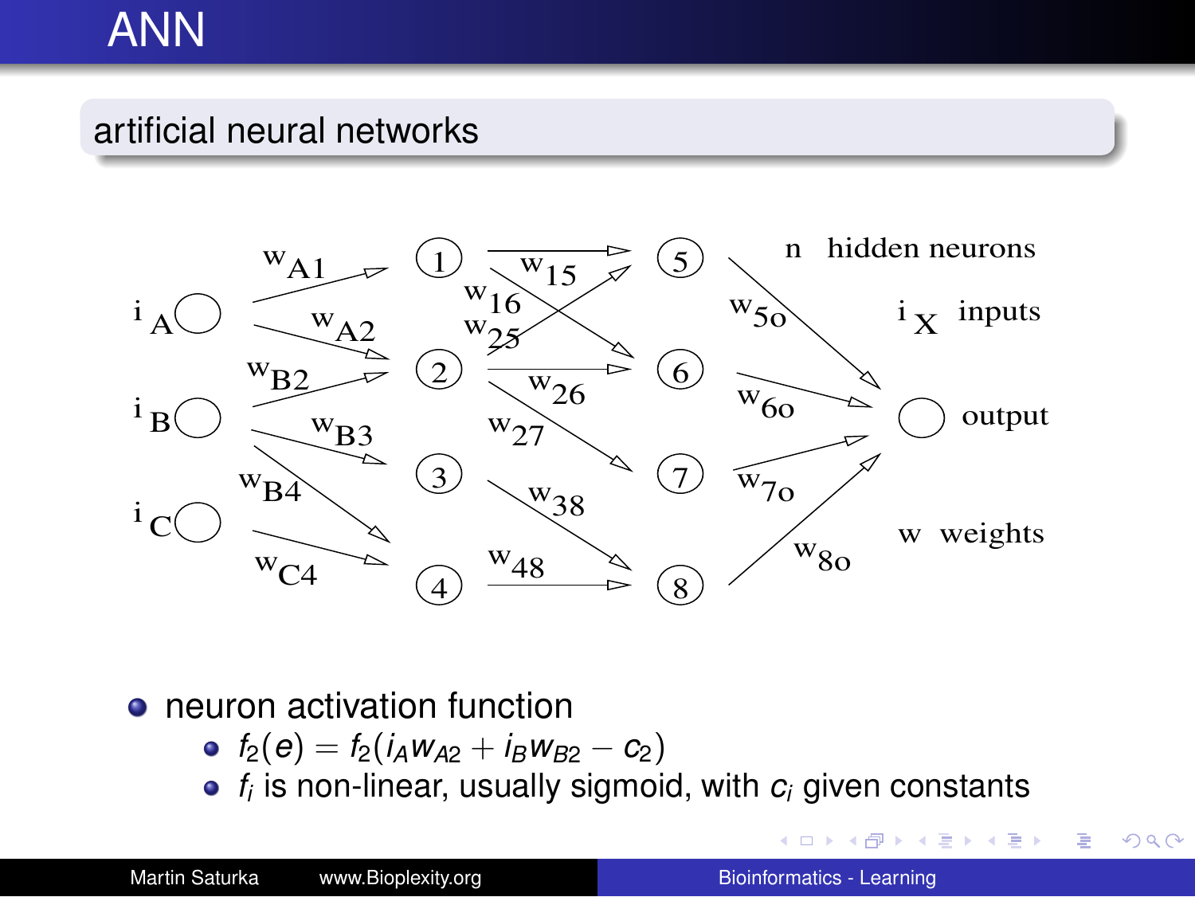# ANN

## artificial neural networks

n hidden neurons

$i_X$ inputs

output

w weights

- neuron activation function
  - $f_2(e) = f_2(i_A w_{A2} + i_B w_{B2} - c_2)$
  - $f_i$ is non-linear, usually sigmoid, with $c_i$ given constants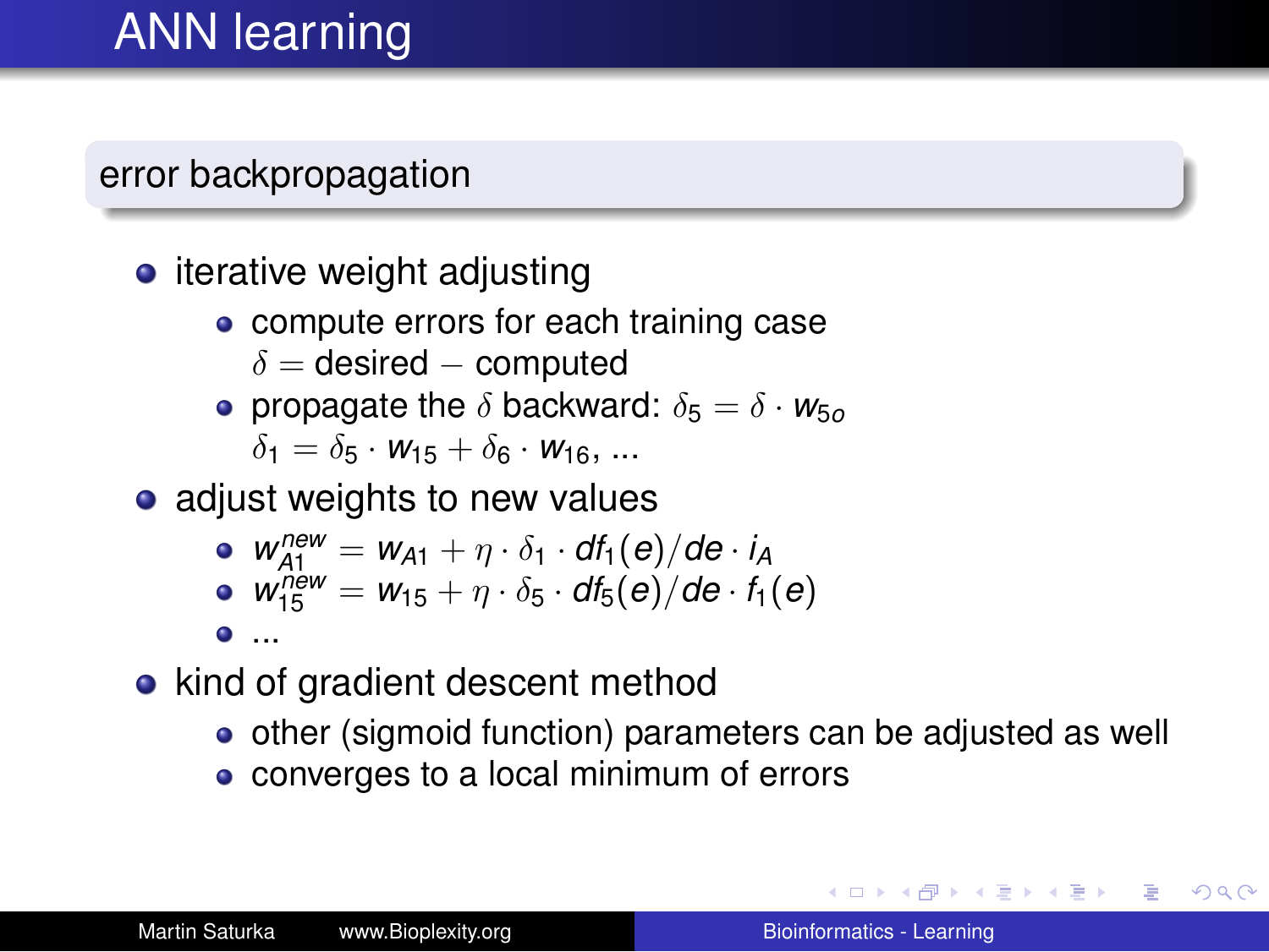# ANN learning

## error backpropagation

- iterative weight adjusting
  - compute errors for each training case
    $\delta = \text{desired} - \text{computed}$
  - propagate the $\delta$ backward: $\delta_5 = \delta \cdot w_{5o}$
    $\delta_1 = \delta_5 \cdot w_{15} + \delta_6 \cdot w_{16}$, ...
- adjust weights to new values
  - $w_{A1}^{new} = w_{A1} + \eta \cdot \delta_1 \cdot df_1(e)/de \cdot i_A$
  - $w_{15}^{new} = w_{15} + \eta \cdot \delta_5 \cdot df_5(e)/de \cdot f_1(e)$
  - ...
- kind of gradient descent method
  - other (sigmoid function) parameters can be adjusted as well
  - converges to a local minimum of errors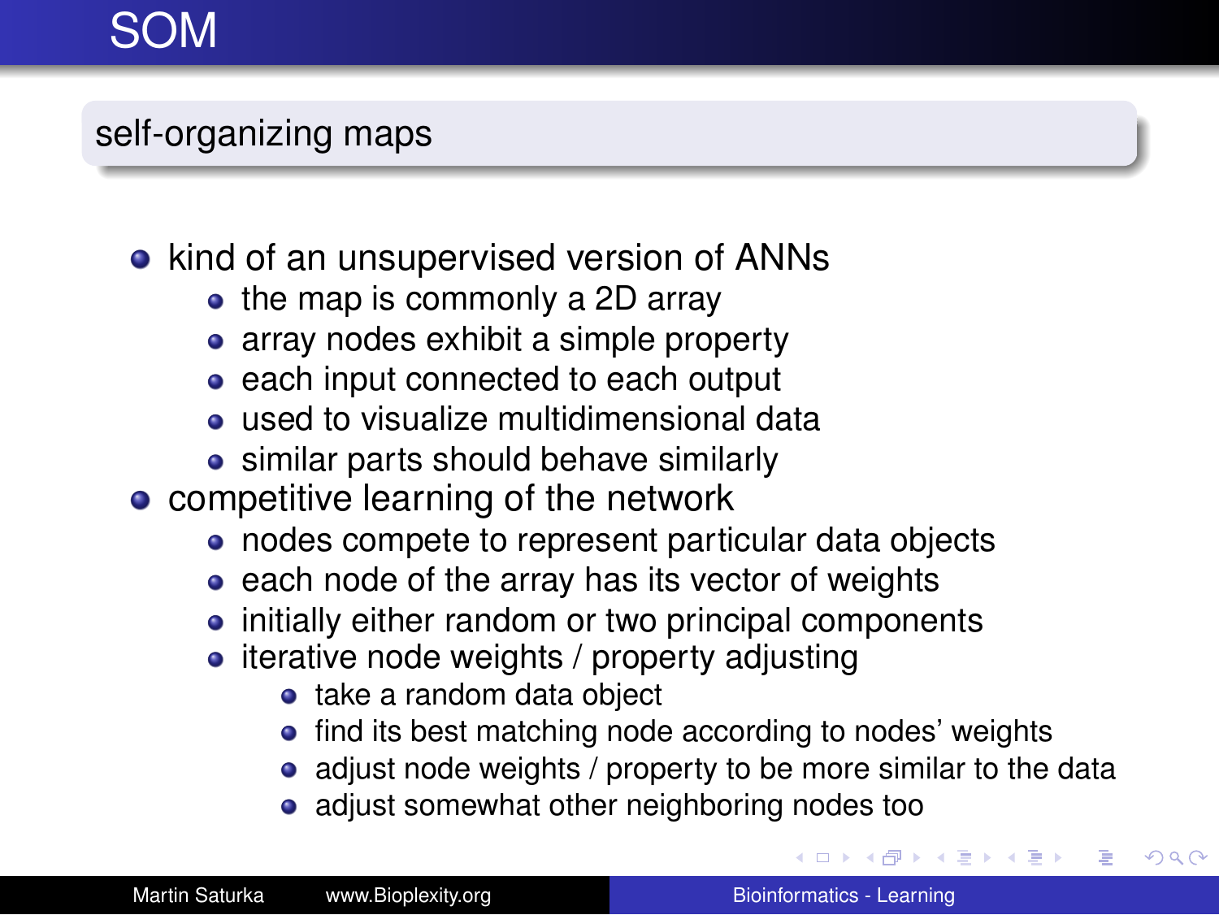# SOM

## self-organizing maps

- kind of an unsupervised version of ANNs
  - the map is commonly a 2D array
  - array nodes exhibit a simple property
  - each input connected to each output
  - used to visualize multidimensional data
  - similar parts should behave similarly
- competitive learning of the network
  - nodes compete to represent particular data objects
  - each node of the array has its vector of weights
  - initially either random or two principal components
  - iterative node weights / property adjusting
    - take a random data object
    - find its best matching node according to nodes' weights
    - adjust node weights / property to be more similar to the data
    - adjust somewhat other neighboring nodes too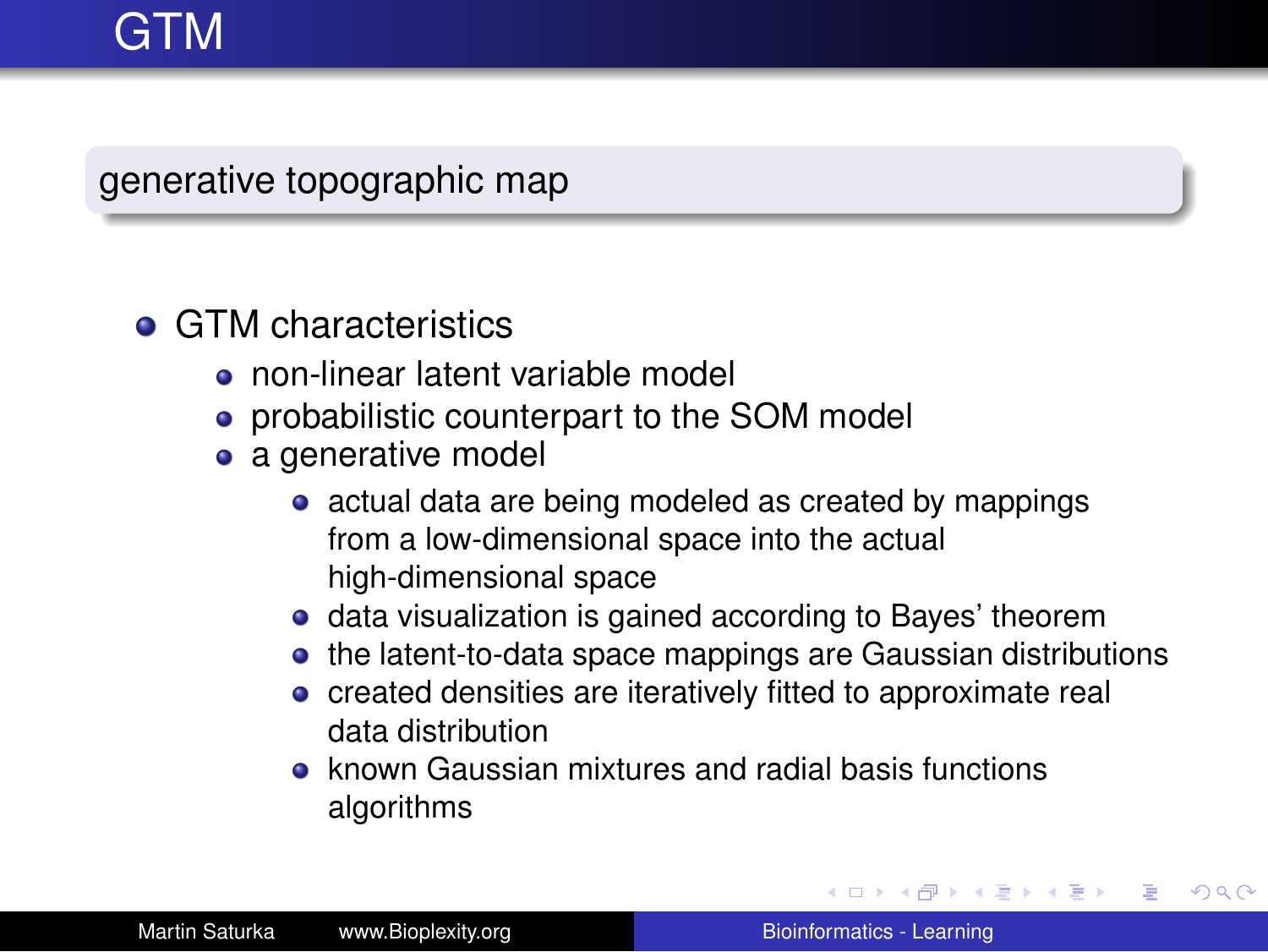# GTM

## generative topographic map

- GTM characteristics
  - non-linear latent variable model
  - probabilistic counterpart to the SOM model
  - a generative model
    - actual data are being modeled as created by mappings from a low-dimensional space into the actual high-dimensional space
    - data visualization is gained according to Bayes' theorem
    - the latent-to-data space mappings are Gaussian distributions
    - created densities are iteratively fitted to approximate real data distribution
    - known Gaussian mixtures and radial basis functions algorithms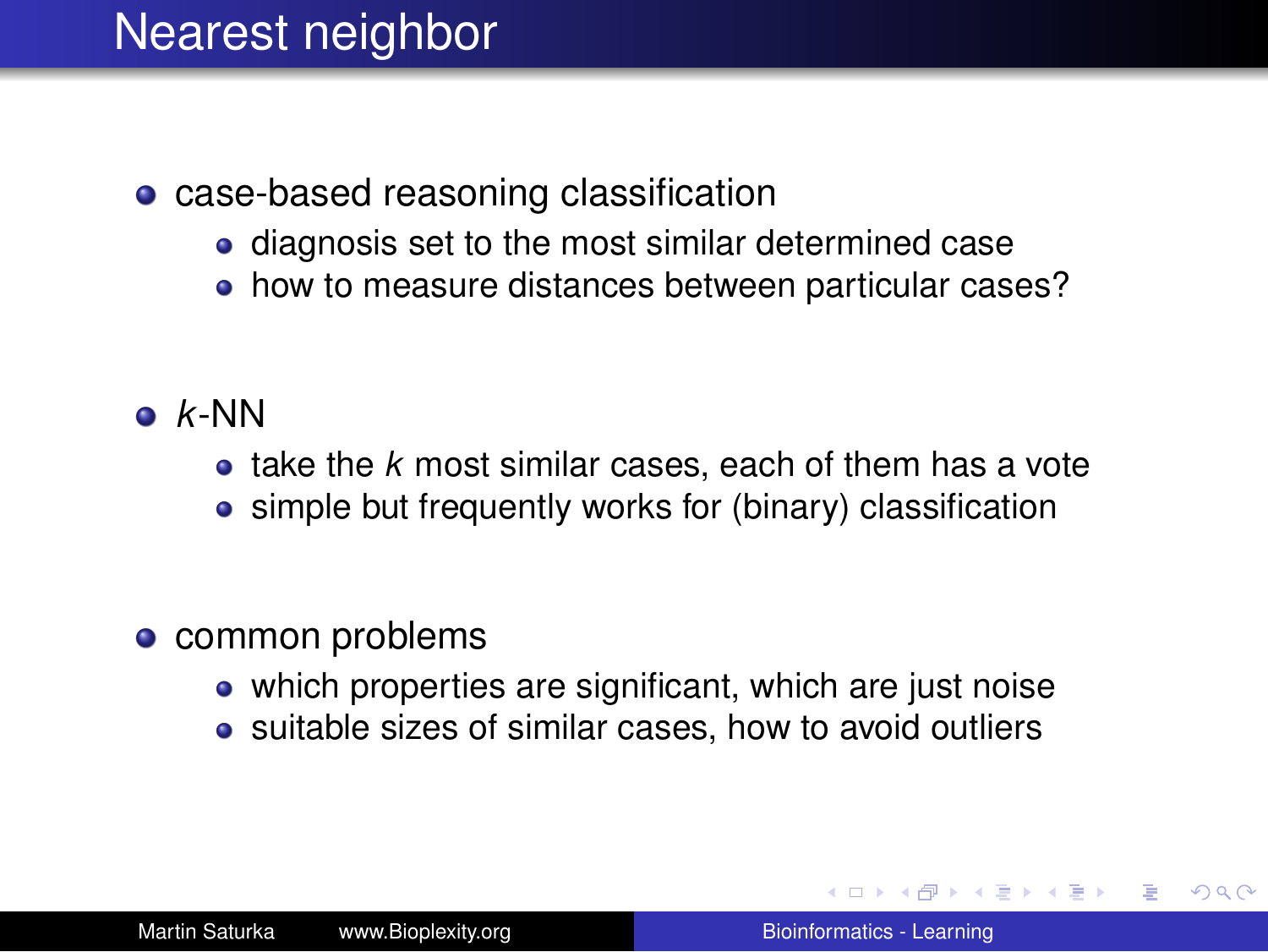# Nearest neighbor

- case-based reasoning classification
  - diagnosis set to the most similar determined case
  - how to measure distances between particular cases?
- *k*-NN
  - take the *k* most similar cases, each of them has a vote
  - simple but frequently works for (binary) classification
- common problems
  - which properties are significant, which are just noise
  - suitable sizes of similar cases, how to avoid outliers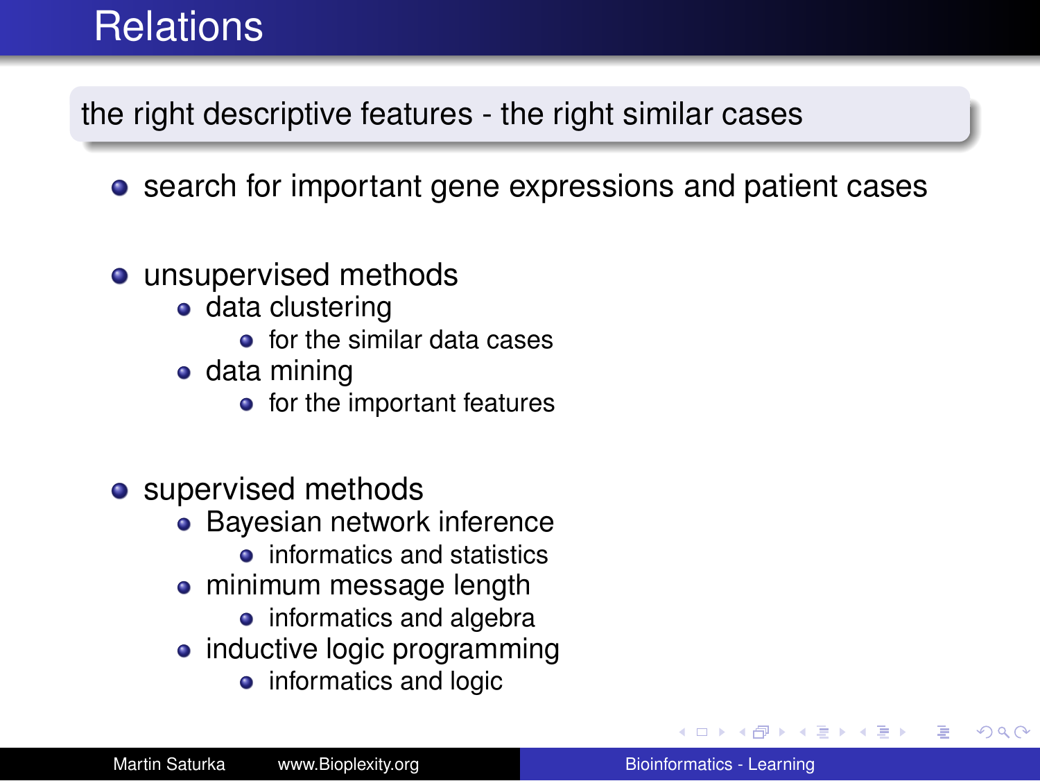# Relations

**the right descriptive features - the right similar cases**

- search for important gene expressions and patient cases

- unsupervised methods
  - data clustering
    - for the similar data cases
  - data mining
    - for the important features

- supervised methods
  - Bayesian network inference
    - informatics and statistics
  - minimum message length
    - informatics and algebra
  - inductive logic programming
    - informatics and logic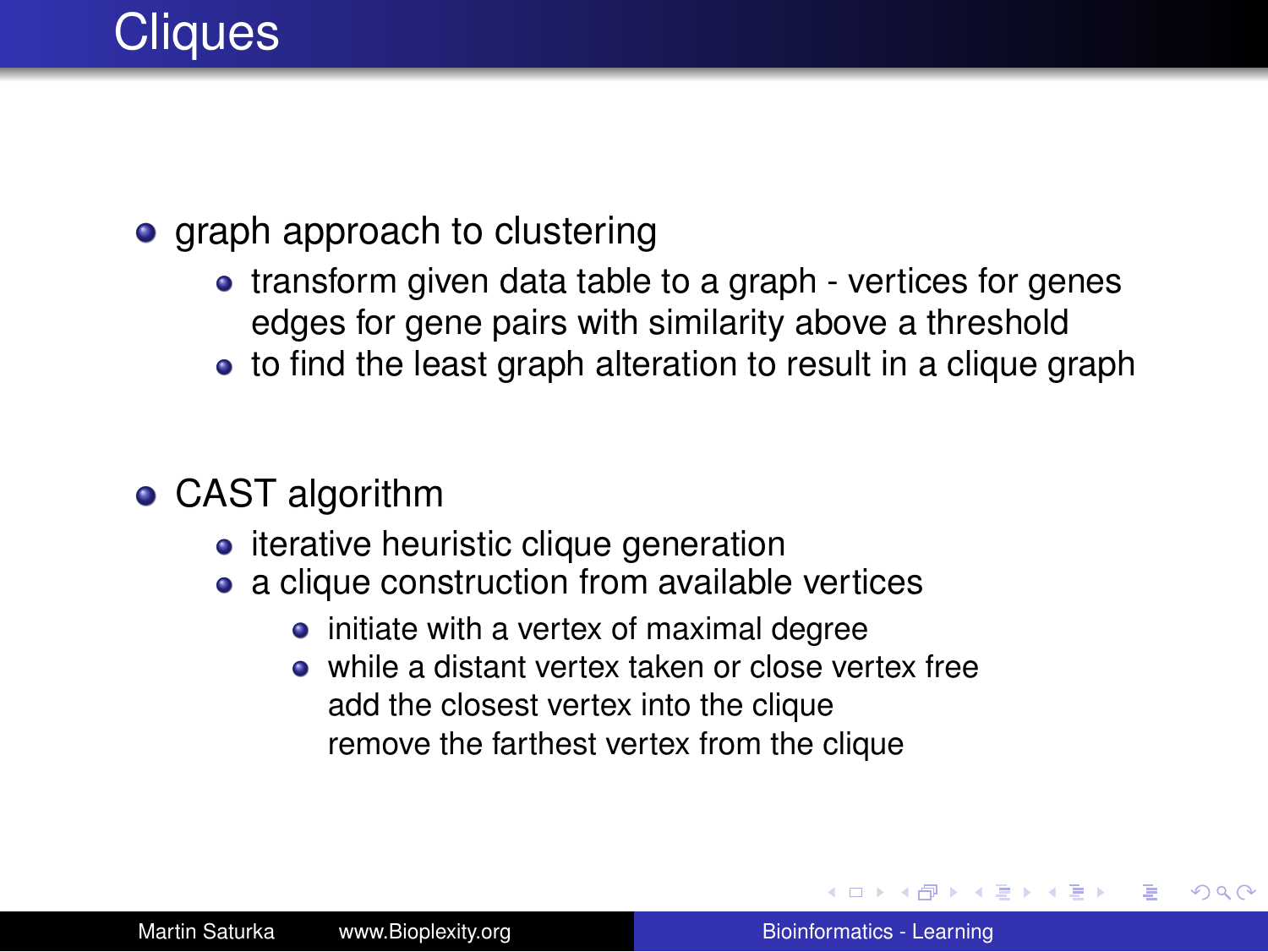# Cliques

- graph approach to clustering
  - transform given data table to a graph - vertices for genes edges for gene pairs with similarity above a threshold
  - to find the least graph alteration to result in a clique graph
- CAST algorithm
  - iterative heuristic clique generation
  - a clique construction from available vertices
    - initiate with a vertex of maximal degree
    - while a distant vertex taken or close vertex free
      add the closest vertex into the clique
      remove the farthest vertex from the clique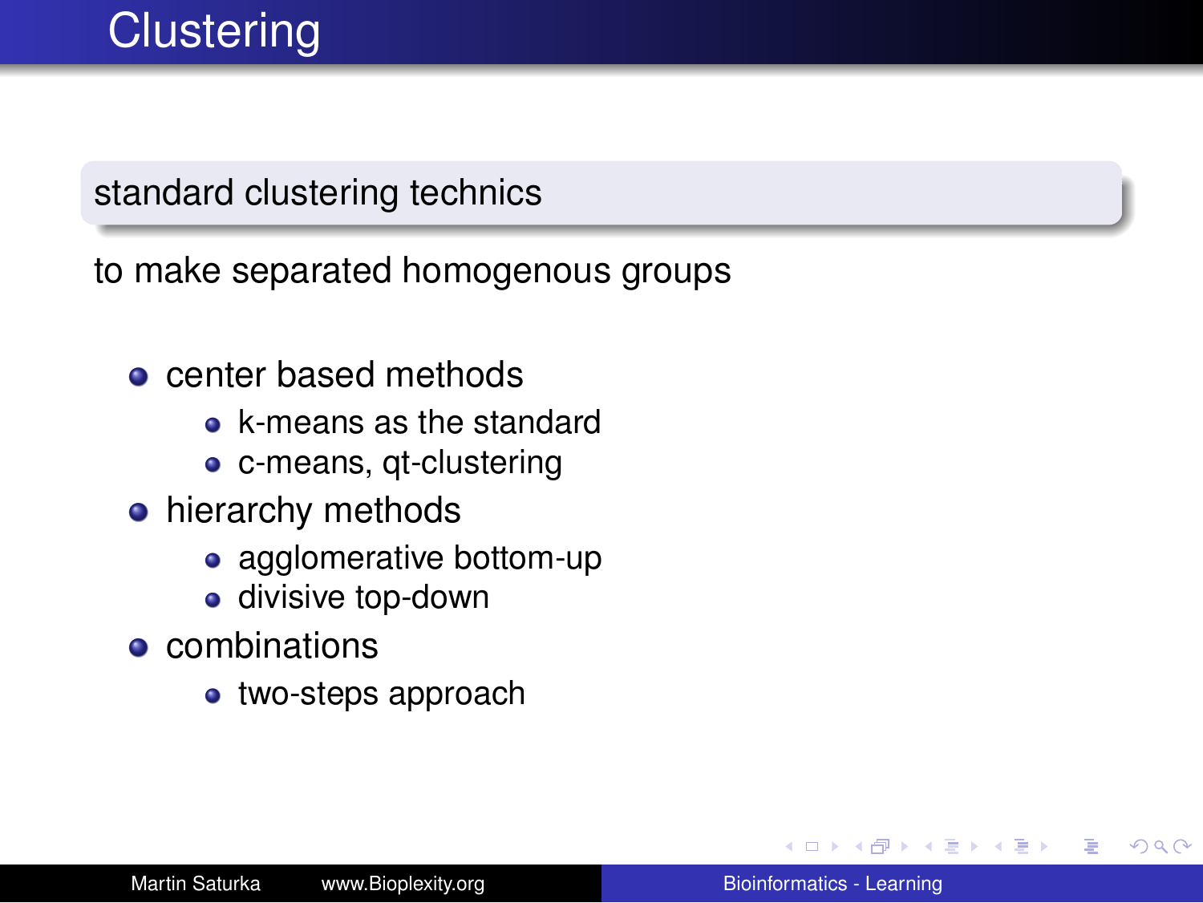# Clustering

## standard clustering technics

to make separated homogenous groups

- center based methods
  - k-means as the standard
  - c-means, qt-clustering
- hierarchy methods
  - agglomerative bottom-up
  - divisive top-down
- combinations
  - two-steps approach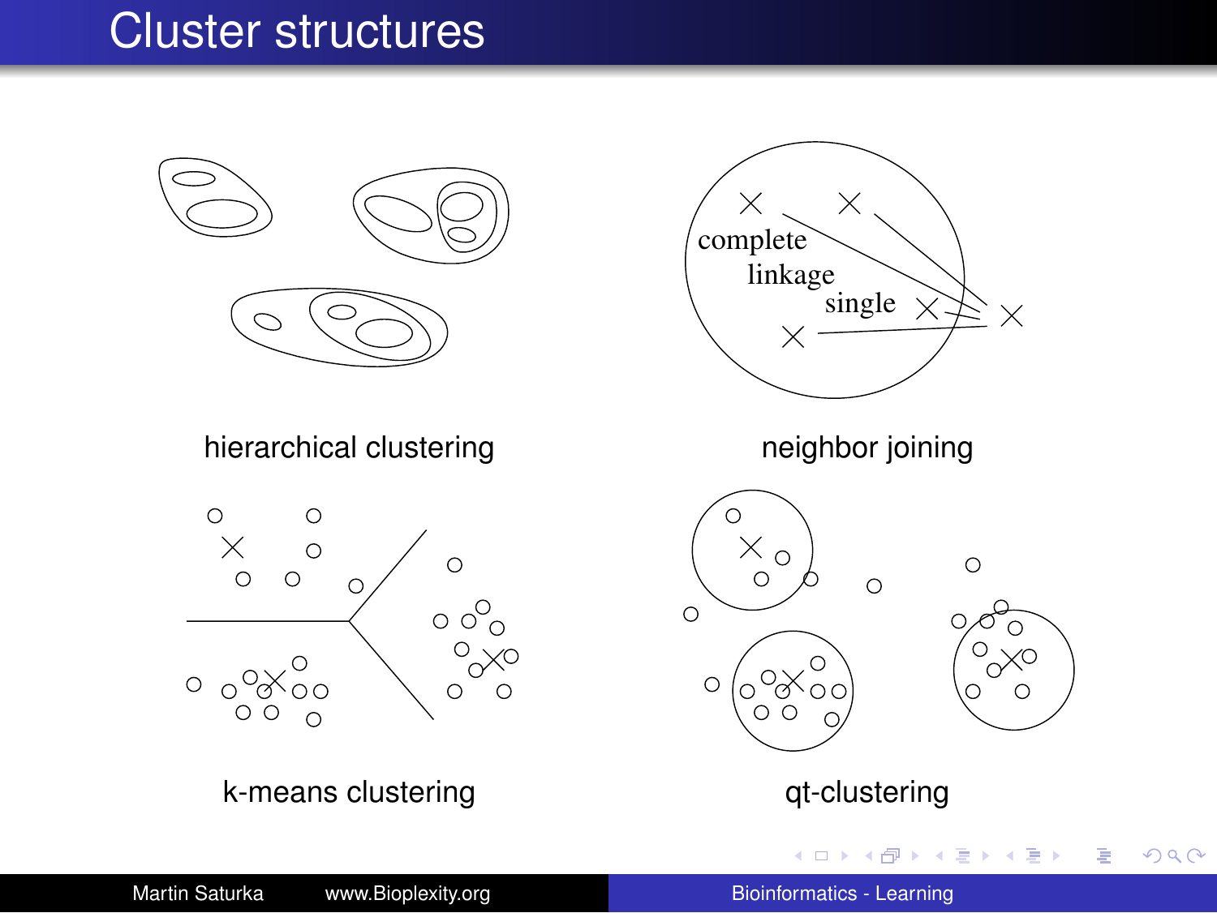# Cluster structures

complete
linkage
single

hierarchical clustering

neighbor joining

k-means clustering

qt-clustering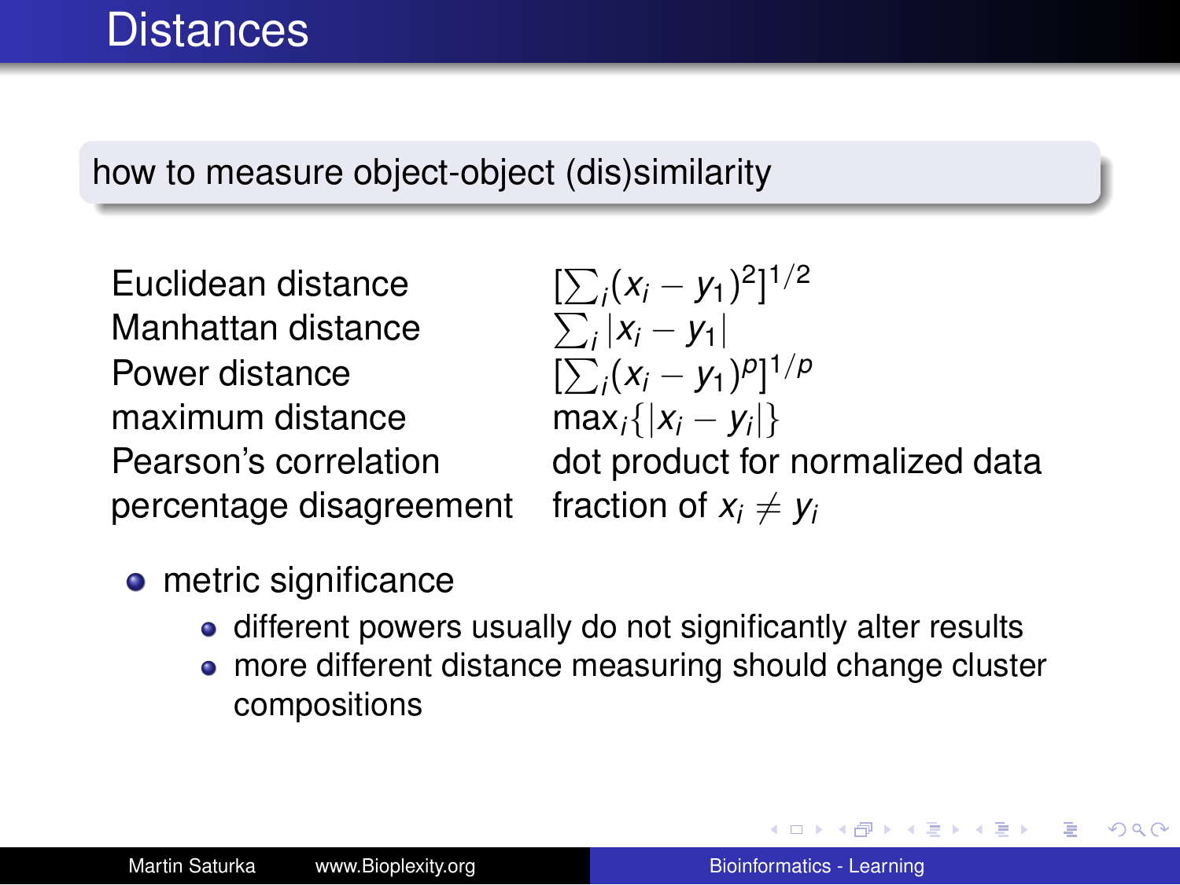# Distances

**how to measure object-object (dis)similarity**

| | |
|---|---|
| Euclidean distance | $[\sum_i (x_i - y_1)^2]^{1/2}$ |
| Manhattan distance | $\sum_i \lvert x_i - y_1 \rvert$ |
| Power distance | $[\sum_i (x_i - y_1)^p]^{1/p}$ |
| maximum distance | $\max_i \{\lvert x_i - y_i \rvert\}$ |
| Pearson's correlation | dot product for normalized data |
| percentage disagreement | fraction of $x_i \neq y_i$ |

- metric significance
  - different powers usually do not significantly alter results
  - more different distance measuring should change cluster compositions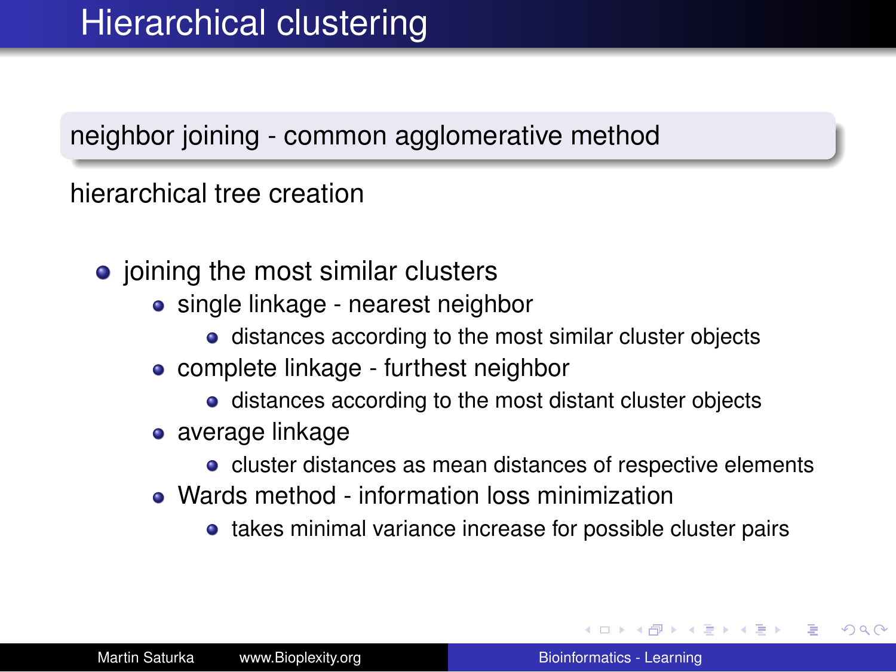# Hierarchical clustering

**neighbor joining - common agglomerative method**

hierarchical tree creation

- joining the most similar clusters
  - single linkage - nearest neighbor
    - distances according to the most similar cluster objects
  - complete linkage - furthest neighbor
    - distances according to the most distant cluster objects
  - average linkage
    - cluster distances as mean distances of respective elements
  - Wards method - information loss minimization
    - takes minimal variance increase for possible cluster pairs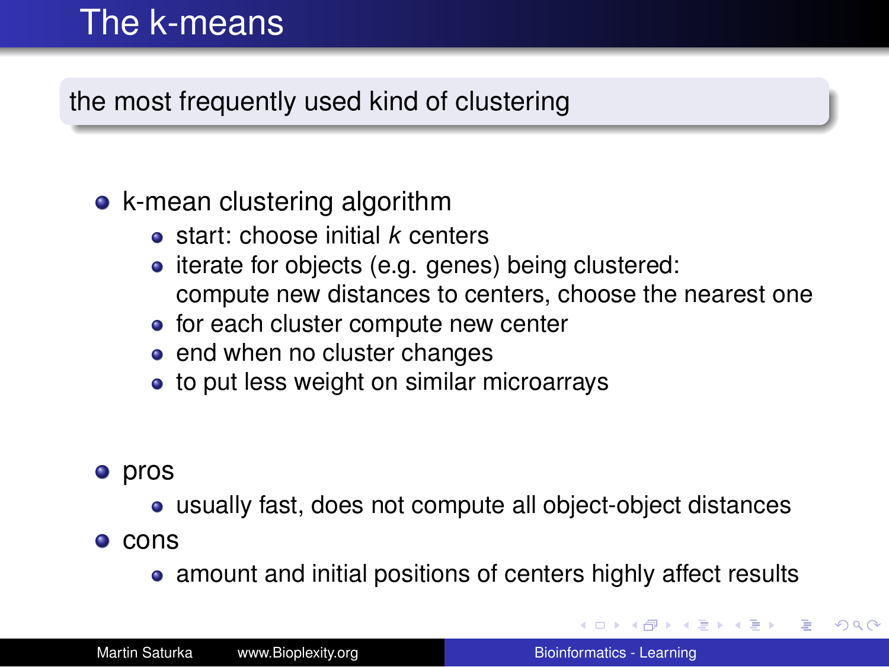# The k-means

the most frequently used kind of clustering

- k-mean clustering algorithm
  - start: choose initial $k$ centers
  - iterate for objects (e.g. genes) being clustered: compute new distances to centers, choose the nearest one
  - for each cluster compute new center
  - end when no cluster changes
  - to put less weight on similar microarrays

- pros
  - usually fast, does not compute all object-object distances
- cons
  - amount and initial positions of centers highly affect results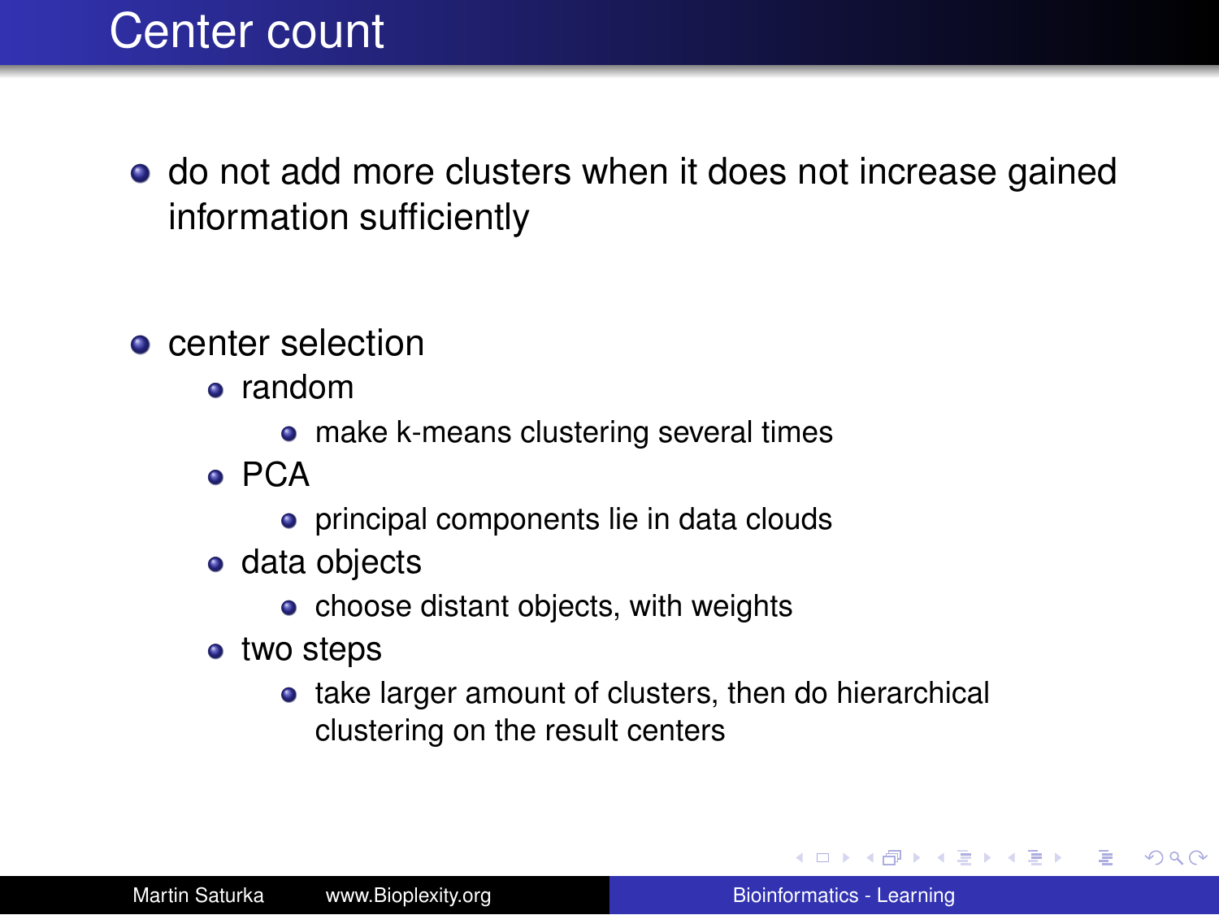# Center count

- do not add more clusters when it does not increase gained information sufficiently

- center selection
  - random
    - make k-means clustering several times
  - PCA
    - principal components lie in data clouds
  - data objects
    - choose distant objects, with weights
  - two steps
    - take larger amount of clusters, then do hierarchical clustering on the result centers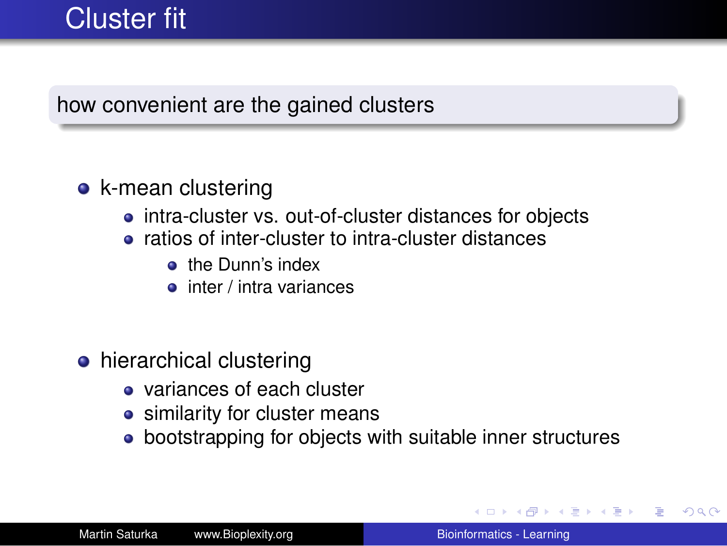# Cluster fit

**how convenient are the gained clusters**

- k-mean clustering
  - intra-cluster vs. out-of-cluster distances for objects
  - ratios of inter-cluster to intra-cluster distances
    - the Dunn's index
    - inter / intra variances
- hierarchical clustering
  - variances of each cluster
  - similarity for cluster means
  - bootstrapping for objects with suitable inner structures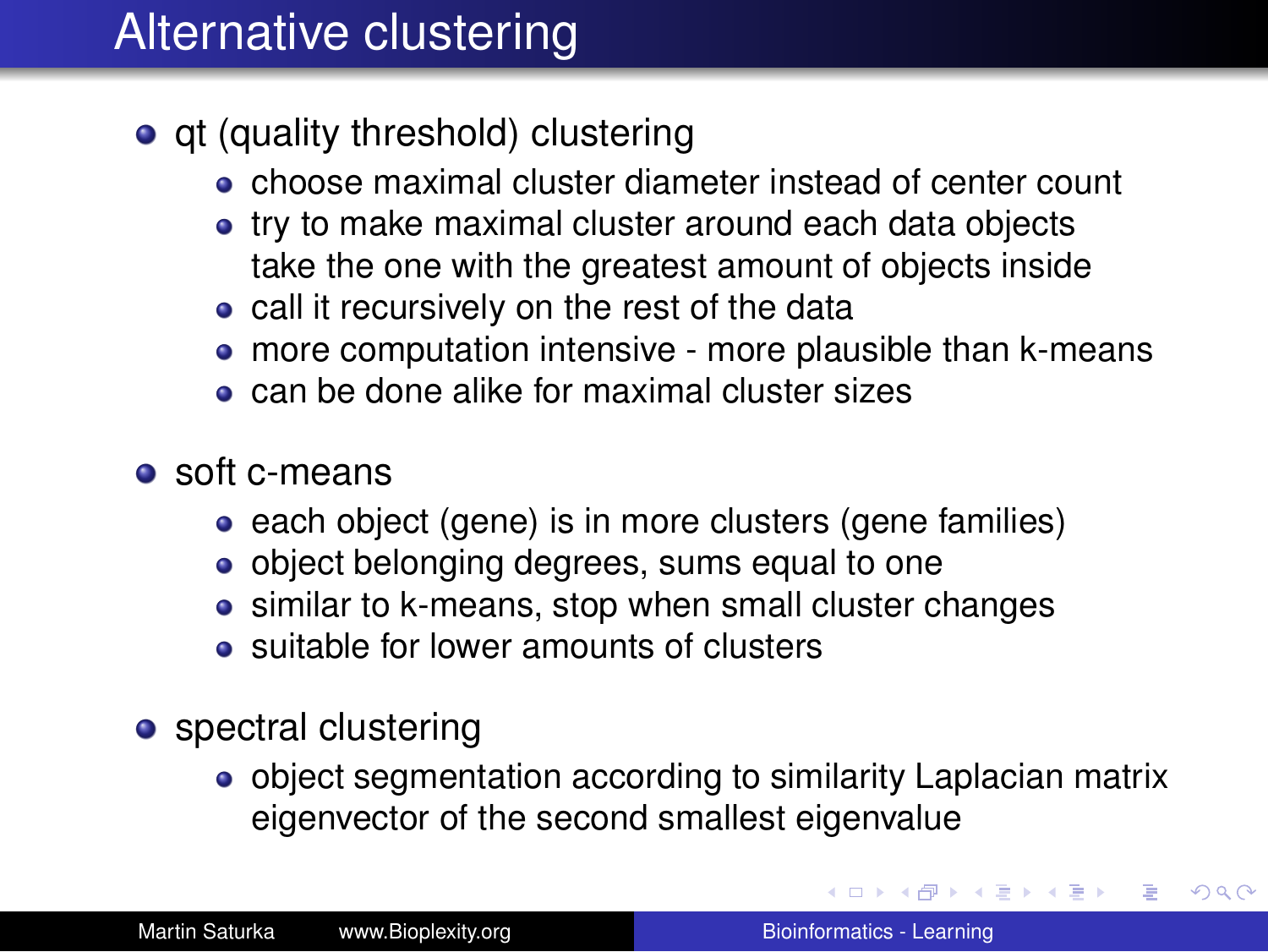# Alternative clustering

- qt (quality threshold) clustering
  - choose maximal cluster diameter instead of center count
  - try to make maximal cluster around each data objects take the one with the greatest amount of objects inside
  - call it recursively on the rest of the data
  - more computation intensive - more plausible than k-means
  - can be done alike for maximal cluster sizes

- soft c-means
  - each object (gene) is in more clusters (gene families)
  - object belonging degrees, sums equal to one
  - similar to k-means, stop when small cluster changes
  - suitable for lower amounts of clusters

- spectral clustering
  - object segmentation according to similarity Laplacian matrix eigenvector of the second smallest eigenvalue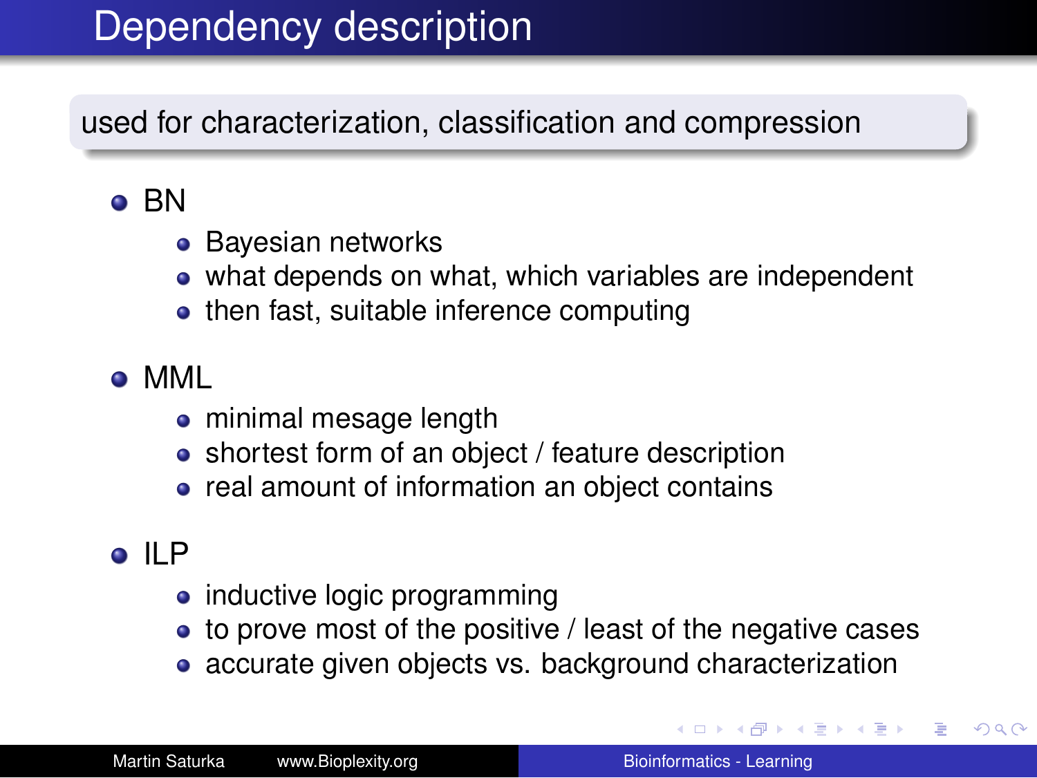# Dependency description

used for characterization, classification and compression

- BN
  - Bayesian networks
  - what depends on what, which variables are independent
  - then fast, suitable inference computing
- MML
  - minimal mesage length
  - shortest form of an object / feature description
  - real amount of information an object contains
- ILP
  - inductive logic programming
  - to prove most of the positive / least of the negative cases
  - accurate given objects vs. background characterization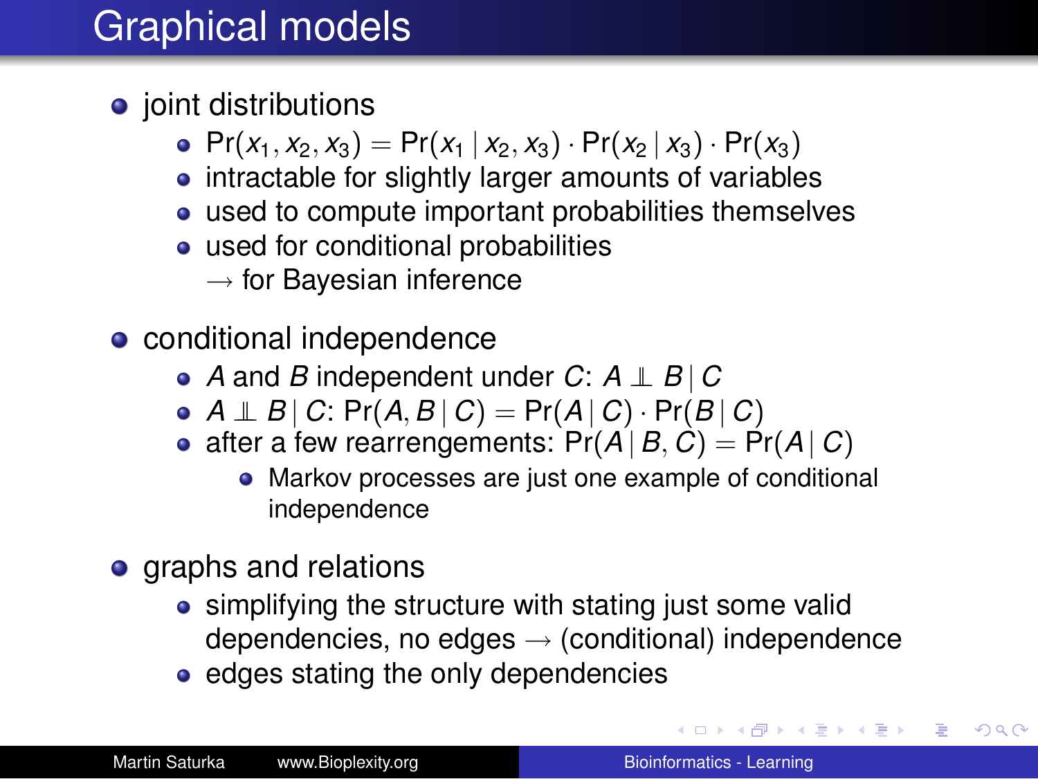# Graphical models

- joint distributions
  - $\Pr(x_1, x_2, x_3) = \Pr(x_1 \mid x_2, x_3) \cdot \Pr(x_2 \mid x_3) \cdot \Pr(x_3)$
  - intractable for slightly larger amounts of variables
  - used to compute important probabilities themselves
  - used for conditional probabilities
    $\rightarrow$ for Bayesian inference
- conditional independence
  - $A$ and $B$ independent under $C$: $A \perp\!\!\!\perp B \mid C$
  - $A \perp\!\!\!\perp B \mid C$: $\Pr(A, B \mid C) = \Pr(A \mid C) \cdot \Pr(B \mid C)$
  - after a few rearrengements: $\Pr(A \mid B, C) = \Pr(A \mid C)$
    - Markov processes are just one example of conditional independence
- graphs and relations
  - simplifying the structure with stating just some valid dependencies, no edges $\rightarrow$ (conditional) independence
  - edges stating the only dependencies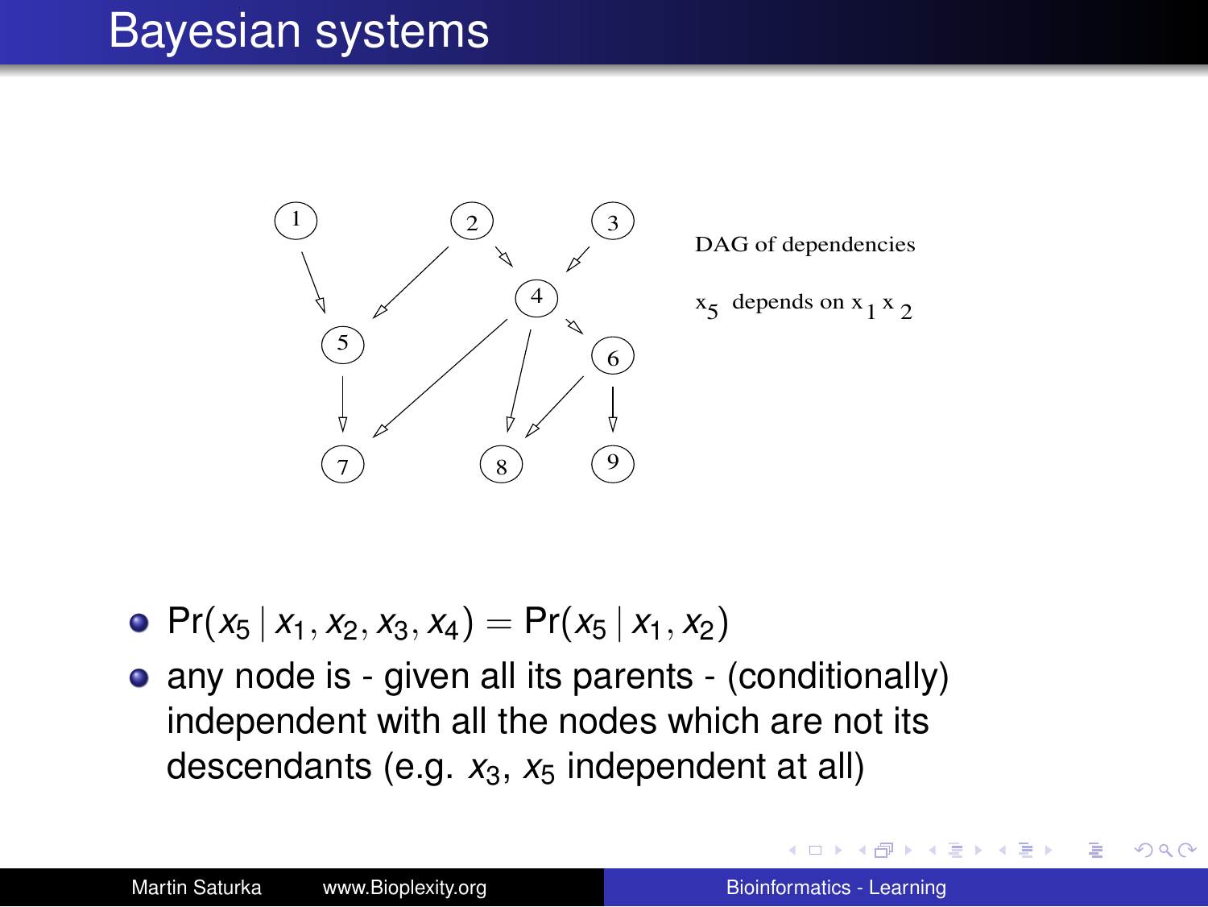# Bayesian systems

DAG of dependencies

$x_5$ depends on $x_1$ $x_2$

- $\Pr(x_5 \mid x_1, x_2, x_3, x_4) = \Pr(x_5 \mid x_1, x_2)$
- any node is - given all its parents - (conditionally) independent with all the nodes which are not its descendants (e.g. $x_3$, $x_5$ independent at all)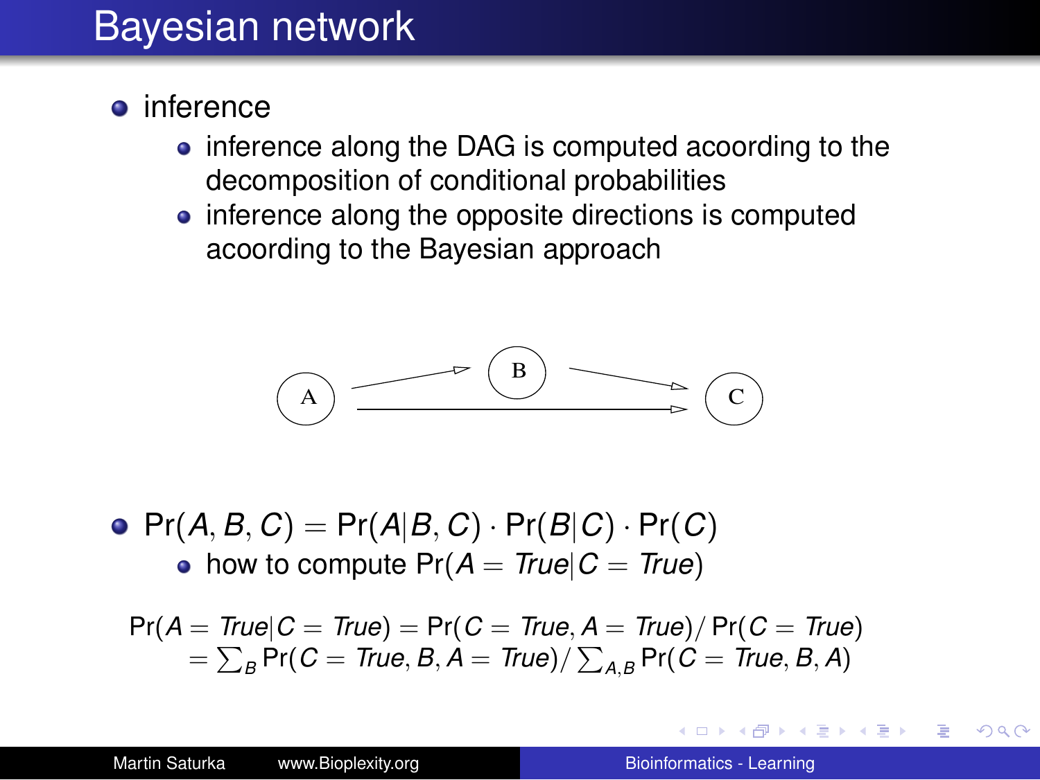# Bayesian network

- inference
  - inference along the DAG is computed acoording to the decomposition of conditional probabilities
  - inference along the opposite directions is computed acoording to the Bayesian approach

- $\Pr(A, B, C) = \Pr(A|B, C) \cdot \Pr(B|C) \cdot \Pr(C)$
  - how to compute $\Pr(A = \mathit{True}|C = \mathit{True})$

$$
\begin{aligned}
\Pr(A = \mathit{True}|C = \mathit{True}) &= \Pr(C = \mathit{True}, A = \mathit{True}) / \Pr(C = \mathit{True}) \\
&= \sum_B \Pr(C = \mathit{True}, B, A = \mathit{True}) / \sum_{A,B} \Pr(C = \mathit{True}, B, A)
\end{aligned}
$$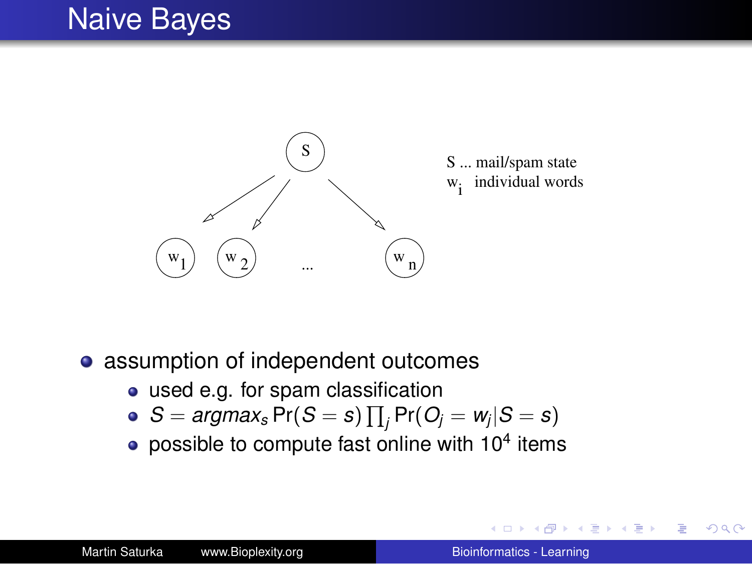# Naive Bayes

S ... mail/spam state
$w_i$ individual words

- assumption of independent outcomes
  - used e.g. for spam classification
  - $S = argmax_s \Pr(S = s) \prod_j \Pr(O_j = w_j | S = s)$
  - possible to compute fast online with $10^4$ items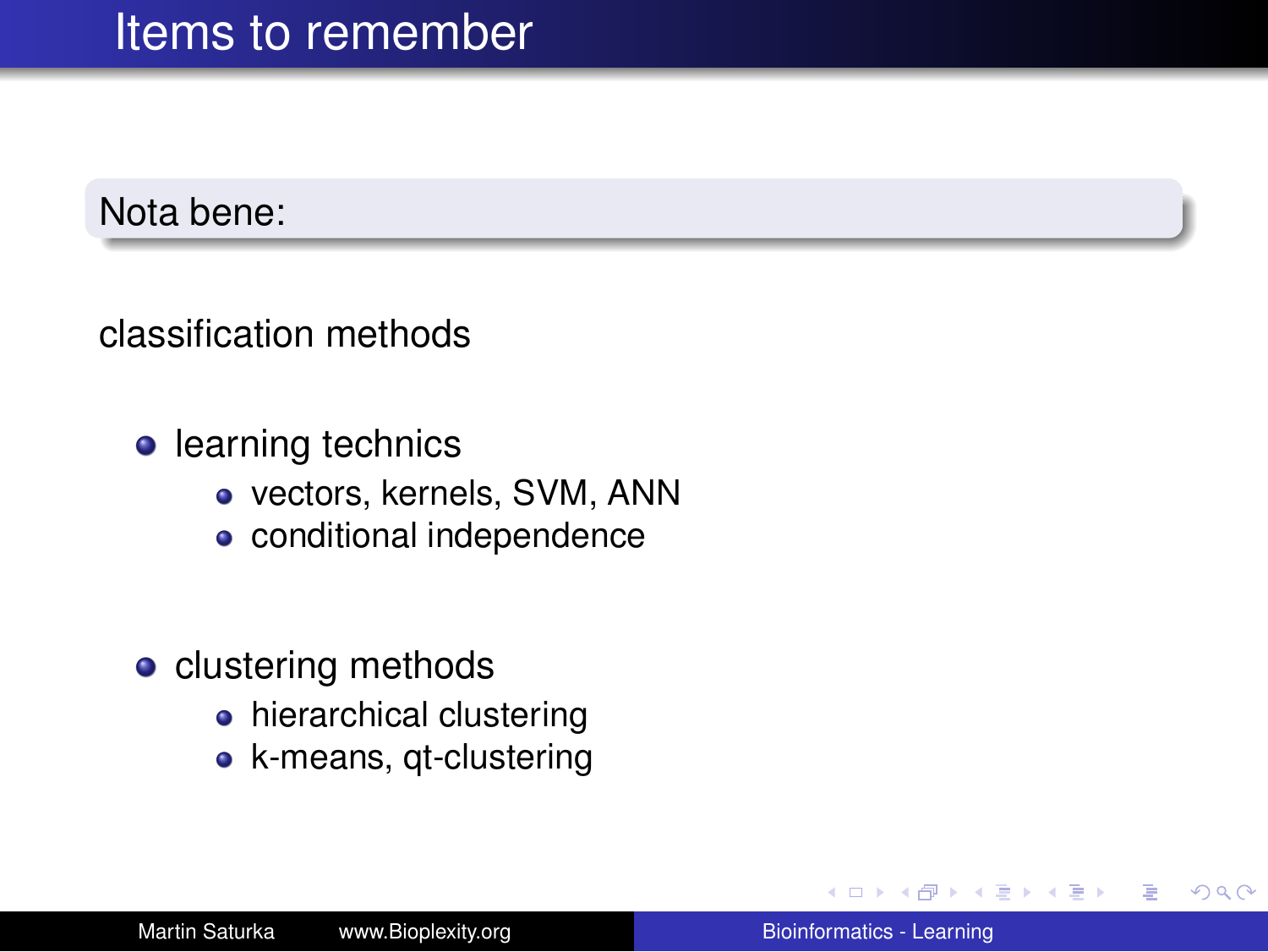# Items to remember

**Nota bene:**

classification methods

- learning technics
  - vectors, kernels, SVM, ANN
  - conditional independence
- clustering methods
  - hierarchical clustering
  - k-means, qt-clustering